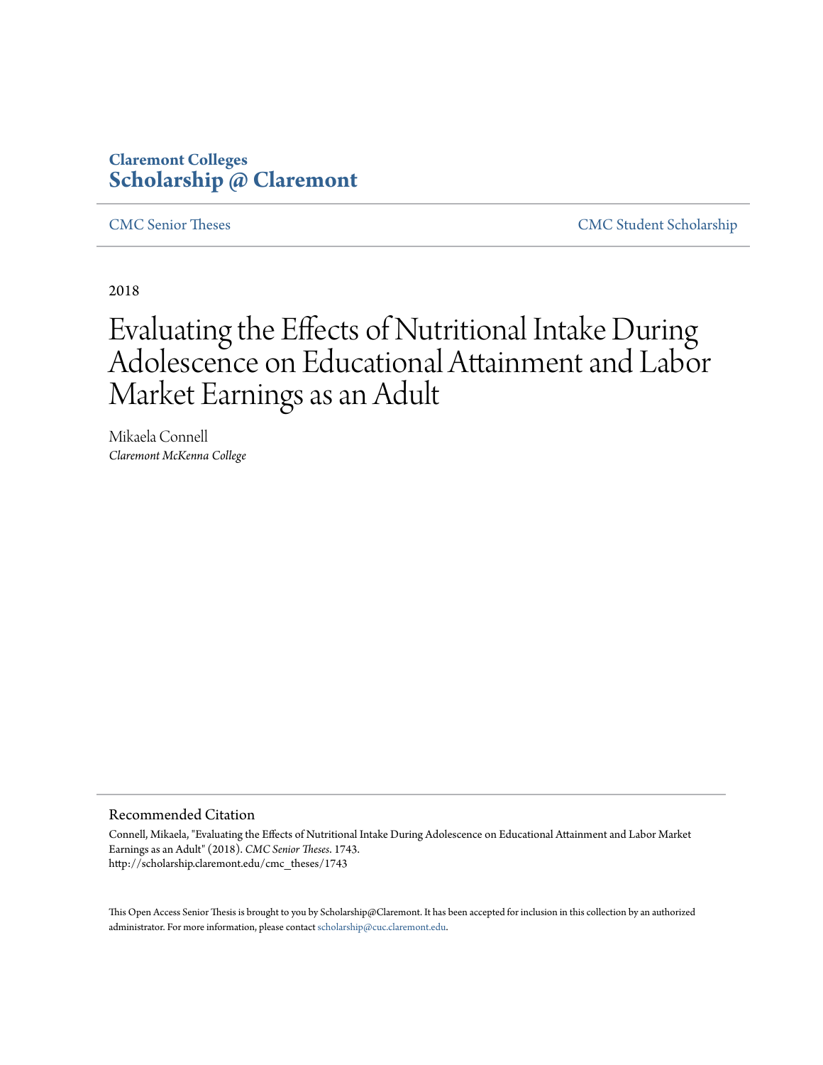Claremont Colleges
**Scholarship @ Claremont**

CMC Senior Theses | CMC Student Scholarship

2018

# Evaluating the Effects of Nutritional Intake During Adolescence on Educational Attainment and Labor Market Earnings as an Adult

Mikaela Connell
*Claremont McKenna College*

## Recommended Citation

Connell, Mikaela, "Evaluating the Effects of Nutritional Intake During Adolescence on Educational Attainment and Labor Market Earnings as an Adult" (2018). *CMC Senior Theses*. 1743.
http://scholarship.claremont.edu/cmc_theses/1743

This Open Access Senior Thesis is brought to you by Scholarship@Claremont. It has been accepted for inclusion in this collection by an authorized administrator. For more information, please contact scholarship@cuc.claremont.edu.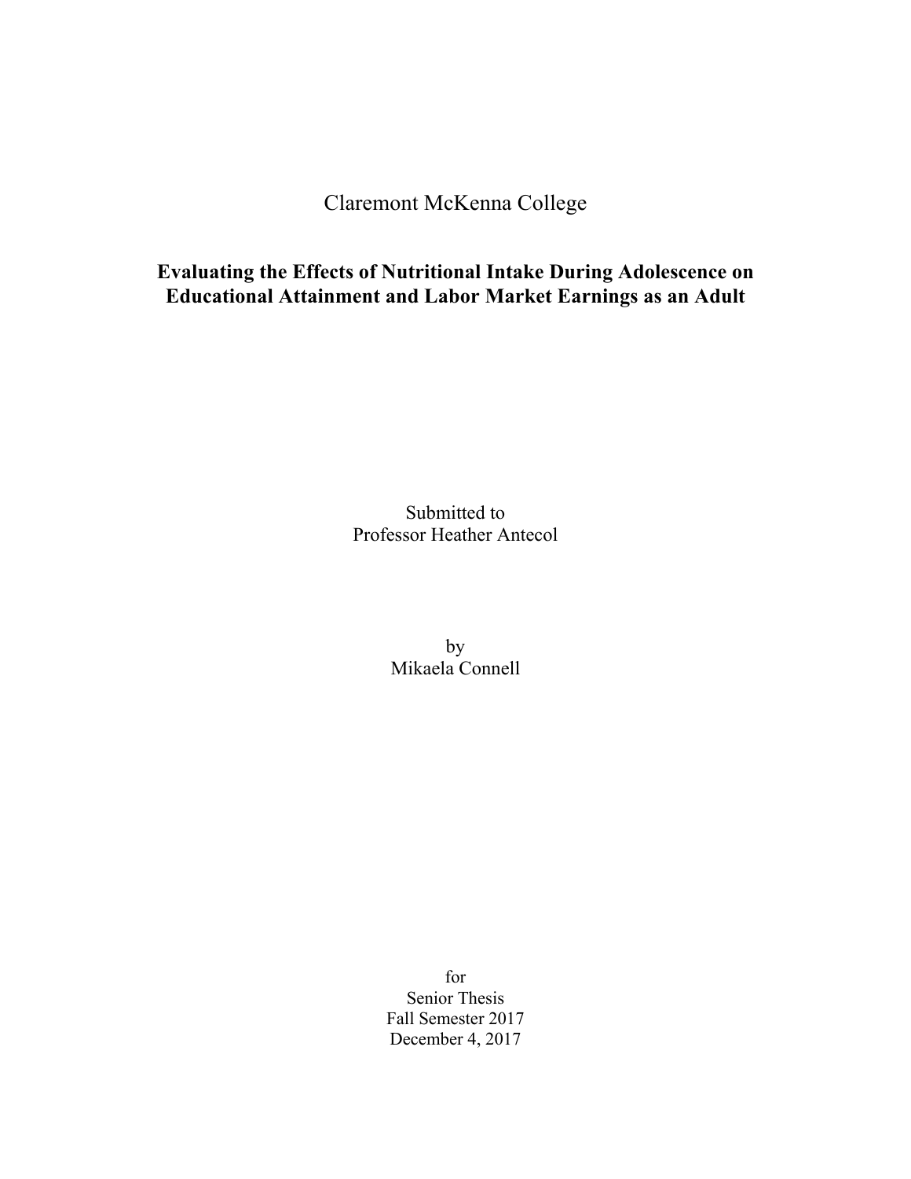Claremont McKenna College

# Evaluating the Effects of Nutritional Intake During Adolescence on Educational Attainment and Labor Market Earnings as an Adult

Submitted to
Professor Heather Antecol

by
Mikaela Connell

for
Senior Thesis
Fall Semester 2017
December 4, 2017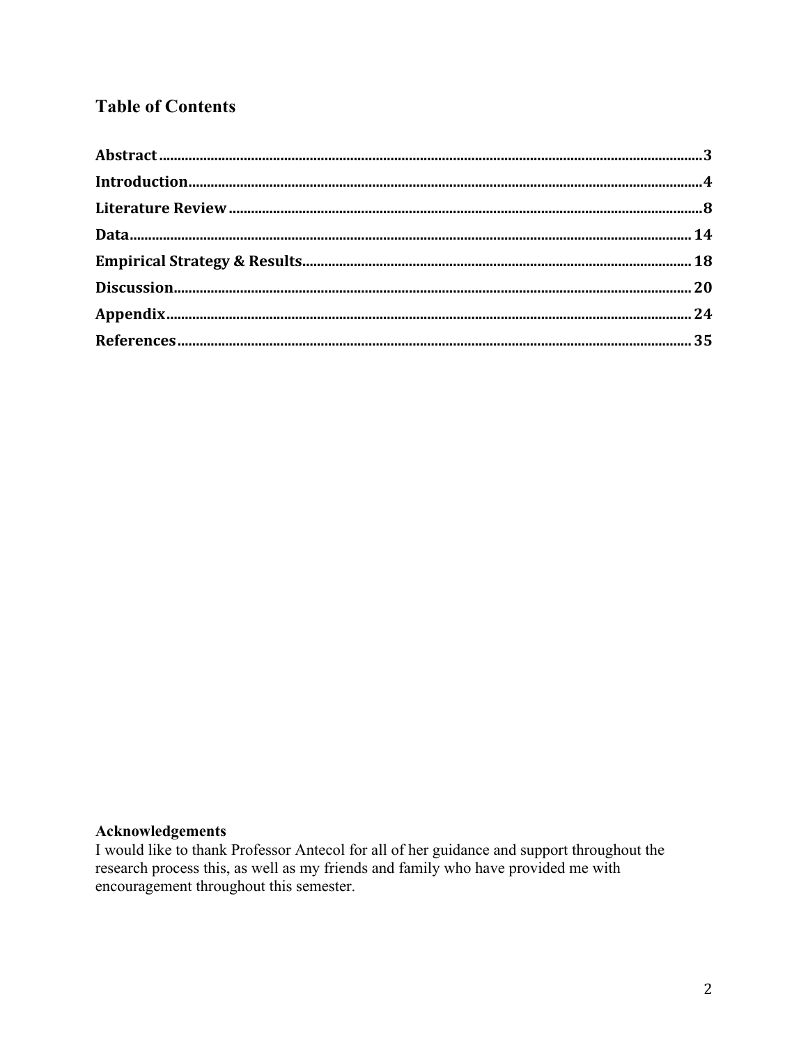# Table of Contents

| Section | Page |
| --- | --- |
| **Abstract** | **3** |
| **Introduction** | **4** |
| **Literature Review** | **8** |
| **Data** | **14** |
| **Empirical Strategy & Results** | **18** |
| **Discussion** | **20** |
| **Appendix** | **24** |
| **References** | **35** |

**Acknowledgements**

I would like to thank Professor Antecol for all of her guidance and support throughout the research process this, as well as my friends and family who have provided me with encouragement throughout this semester.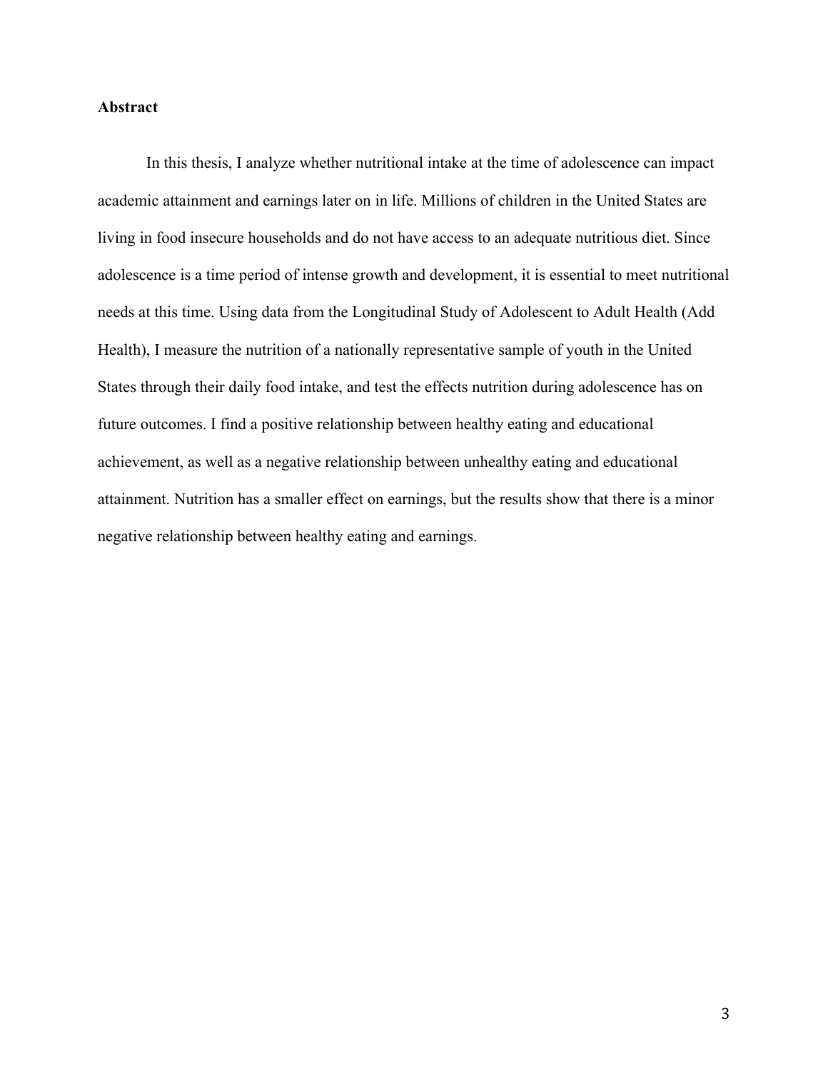## Abstract

In this thesis, I analyze whether nutritional intake at the time of adolescence can impact academic attainment and earnings later on in life. Millions of children in the United States are living in food insecure households and do not have access to an adequate nutritious diet. Since adolescence is a time period of intense growth and development, it is essential to meet nutritional needs at this time. Using data from the Longitudinal Study of Adolescent to Adult Health (Add Health), I measure the nutrition of a nationally representative sample of youth in the United States through their daily food intake, and test the effects nutrition during adolescence has on future outcomes. I find a positive relationship between healthy eating and educational achievement, as well as a negative relationship between unhealthy eating and educational attainment. Nutrition has a smaller effect on earnings, but the results show that there is a minor negative relationship between healthy eating and earnings.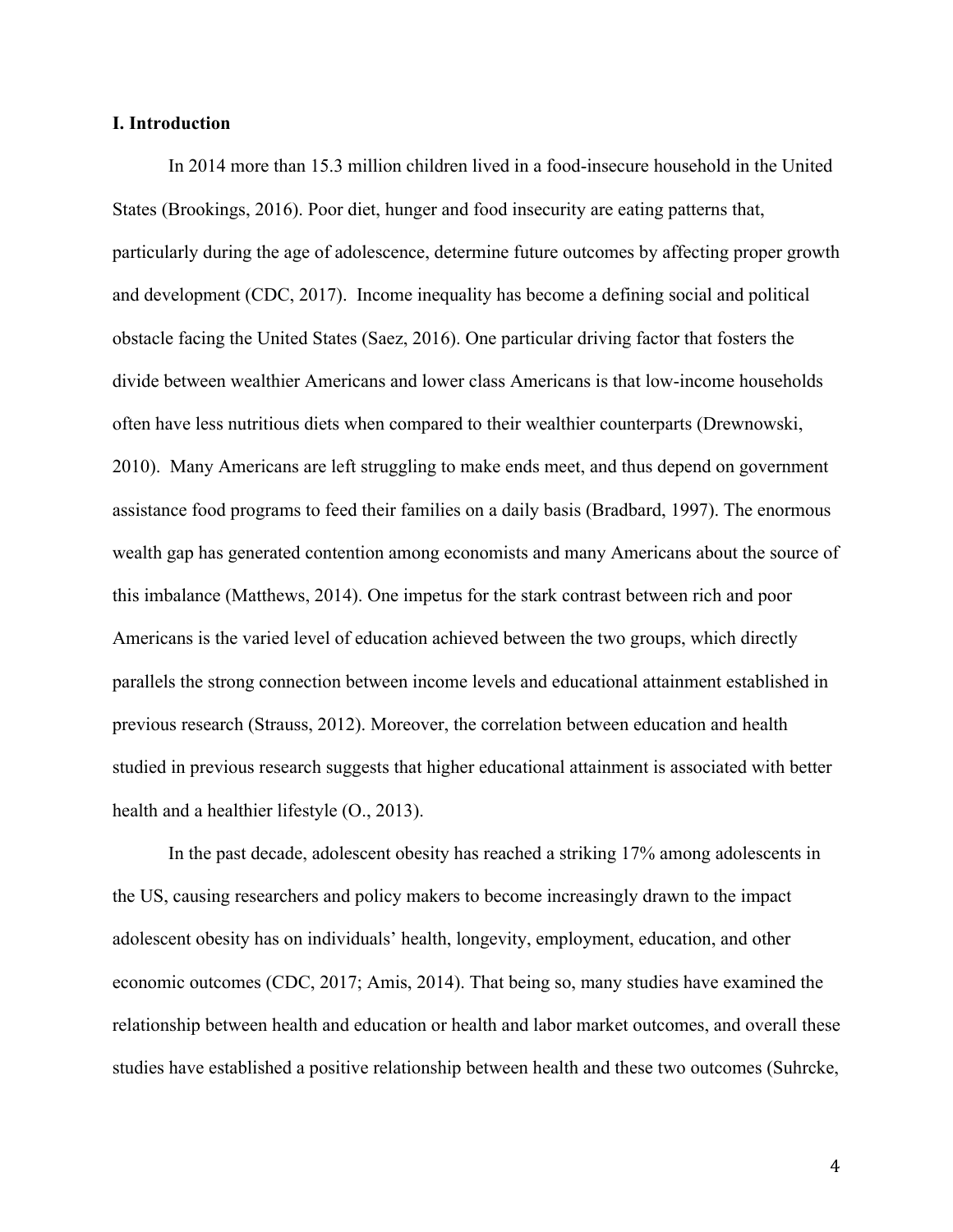## I. Introduction

In 2014 more than 15.3 million children lived in a food-insecure household in the United States (Brookings, 2016). Poor diet, hunger and food insecurity are eating patterns that, particularly during the age of adolescence, determine future outcomes by affecting proper growth and development (CDC, 2017). Income inequality has become a defining social and political obstacle facing the United States (Saez, 2016). One particular driving factor that fosters the divide between wealthier Americans and lower class Americans is that low-income households often have less nutritious diets when compared to their wealthier counterparts (Drewnowski, 2010). Many Americans are left struggling to make ends meet, and thus depend on government assistance food programs to feed their families on a daily basis (Bradbard, 1997). The enormous wealth gap has generated contention among economists and many Americans about the source of this imbalance (Matthews, 2014). One impetus for the stark contrast between rich and poor Americans is the varied level of education achieved between the two groups, which directly parallels the strong connection between income levels and educational attainment established in previous research (Strauss, 2012). Moreover, the correlation between education and health studied in previous research suggests that higher educational attainment is associated with better health and a healthier lifestyle (O., 2013).

In the past decade, adolescent obesity has reached a striking 17% among adolescents in the US, causing researchers and policy makers to become increasingly drawn to the impact adolescent obesity has on individuals' health, longevity, employment, education, and other economic outcomes (CDC, 2017; Amis, 2014). That being so, many studies have examined the relationship between health and education or health and labor market outcomes, and overall these studies have established a positive relationship between health and these two outcomes (Suhrcke,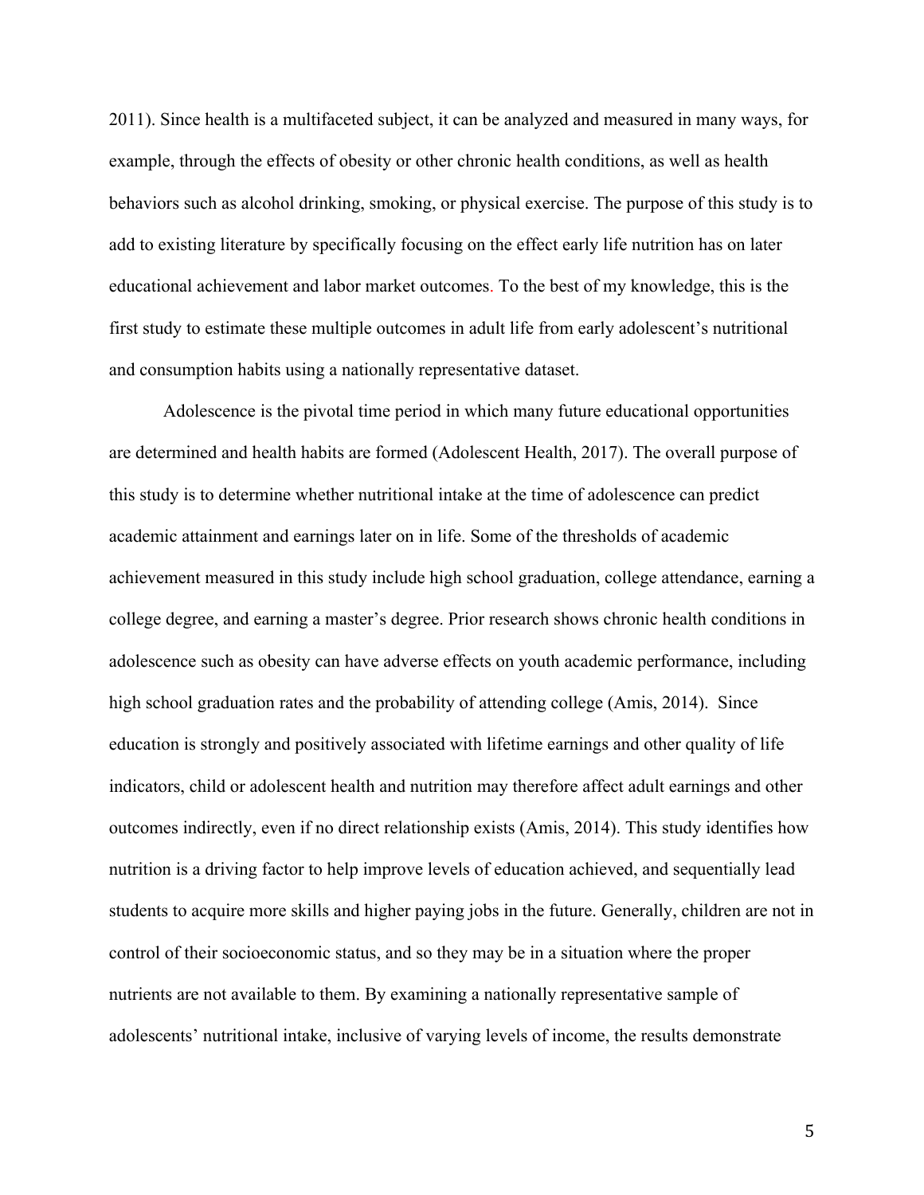2011). Since health is a multifaceted subject, it can be analyzed and measured in many ways, for example, through the effects of obesity or other chronic health conditions, as well as health behaviors such as alcohol drinking, smoking, or physical exercise. The purpose of this study is to add to existing literature by specifically focusing on the effect early life nutrition has on later educational achievement and labor market outcomes. To the best of my knowledge, this is the first study to estimate these multiple outcomes in adult life from early adolescent's nutritional and consumption habits using a nationally representative dataset.

Adolescence is the pivotal time period in which many future educational opportunities are determined and health habits are formed (Adolescent Health, 2017). The overall purpose of this study is to determine whether nutritional intake at the time of adolescence can predict academic attainment and earnings later on in life. Some of the thresholds of academic achievement measured in this study include high school graduation, college attendance, earning a college degree, and earning a master's degree. Prior research shows chronic health conditions in adolescence such as obesity can have adverse effects on youth academic performance, including high school graduation rates and the probability of attending college (Amis, 2014). Since education is strongly and positively associated with lifetime earnings and other quality of life indicators, child or adolescent health and nutrition may therefore affect adult earnings and other outcomes indirectly, even if no direct relationship exists (Amis, 2014). This study identifies how nutrition is a driving factor to help improve levels of education achieved, and sequentially lead students to acquire more skills and higher paying jobs in the future. Generally, children are not in control of their socioeconomic status, and so they may be in a situation where the proper nutrients are not available to them. By examining a nationally representative sample of adolescents' nutritional intake, inclusive of varying levels of income, the results demonstrate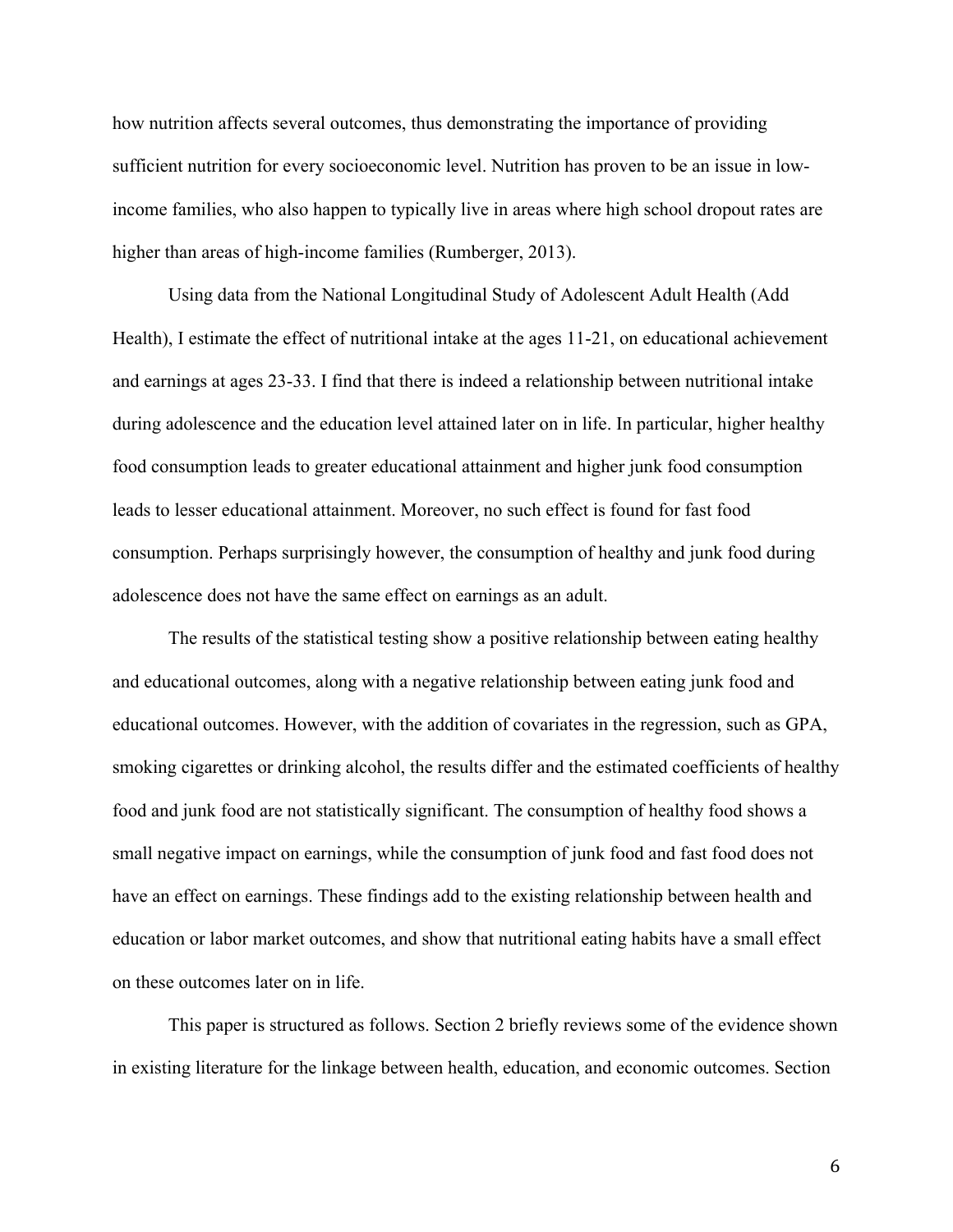how nutrition affects several outcomes, thus demonstrating the importance of providing sufficient nutrition for every socioeconomic level. Nutrition has proven to be an issue in low-income families, who also happen to typically live in areas where high school dropout rates are higher than areas of high-income families (Rumberger, 2013).

Using data from the National Longitudinal Study of Adolescent Adult Health (Add Health), I estimate the effect of nutritional intake at the ages 11-21, on educational achievement and earnings at ages 23-33. I find that there is indeed a relationship between nutritional intake during adolescence and the education level attained later on in life. In particular, higher healthy food consumption leads to greater educational attainment and higher junk food consumption leads to lesser educational attainment. Moreover, no such effect is found for fast food consumption. Perhaps surprisingly however, the consumption of healthy and junk food during adolescence does not have the same effect on earnings as an adult.

The results of the statistical testing show a positive relationship between eating healthy and educational outcomes, along with a negative relationship between eating junk food and educational outcomes. However, with the addition of covariates in the regression, such as GPA, smoking cigarettes or drinking alcohol, the results differ and the estimated coefficients of healthy food and junk food are not statistically significant. The consumption of healthy food shows a small negative impact on earnings, while the consumption of junk food and fast food does not have an effect on earnings. These findings add to the existing relationship between health and education or labor market outcomes, and show that nutritional eating habits have a small effect on these outcomes later on in life.

This paper is structured as follows. Section 2 briefly reviews some of the evidence shown in existing literature for the linkage between health, education, and economic outcomes. Section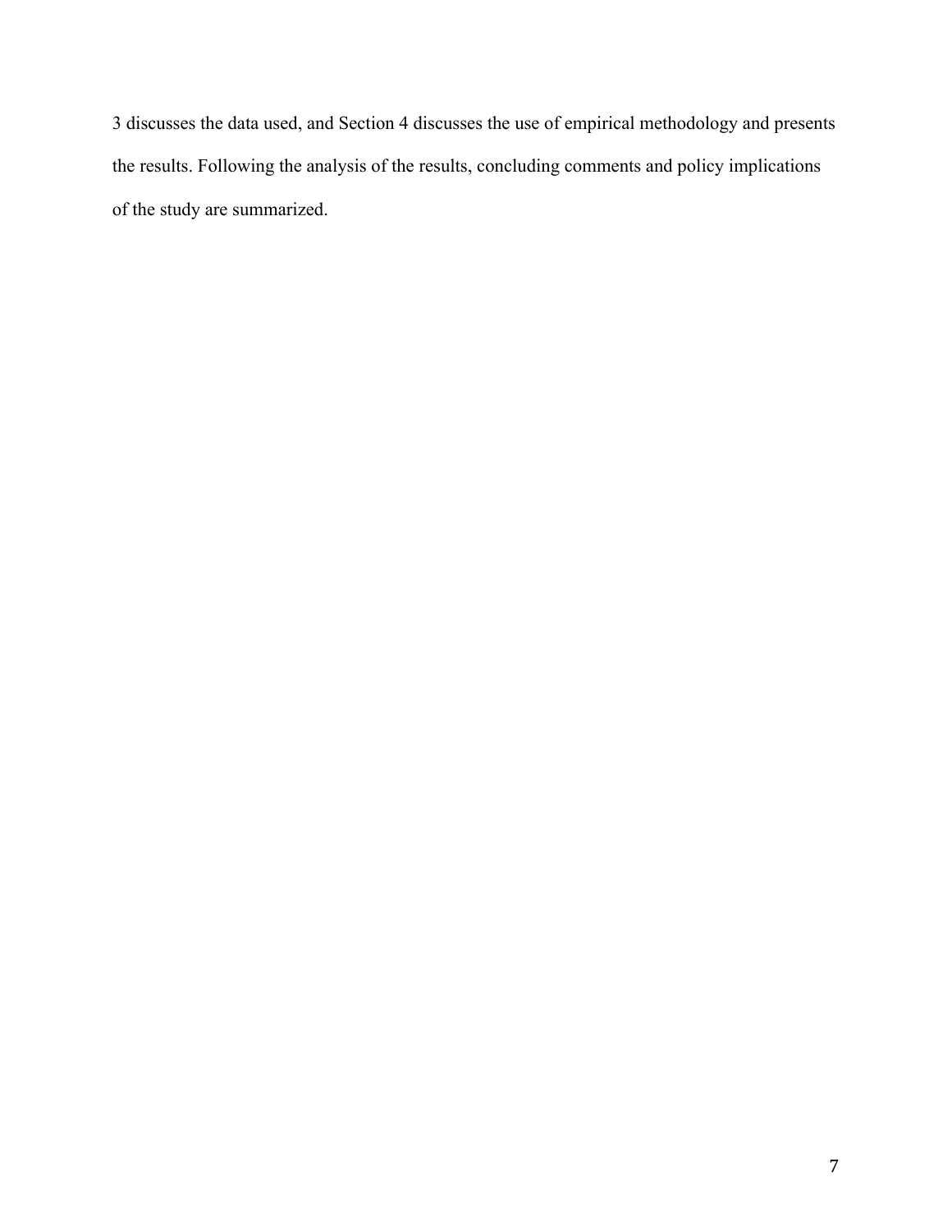3 discusses the data used, and Section 4 discusses the use of empirical methodology and presents the results. Following the analysis of the results, concluding comments and policy implications of the study are summarized.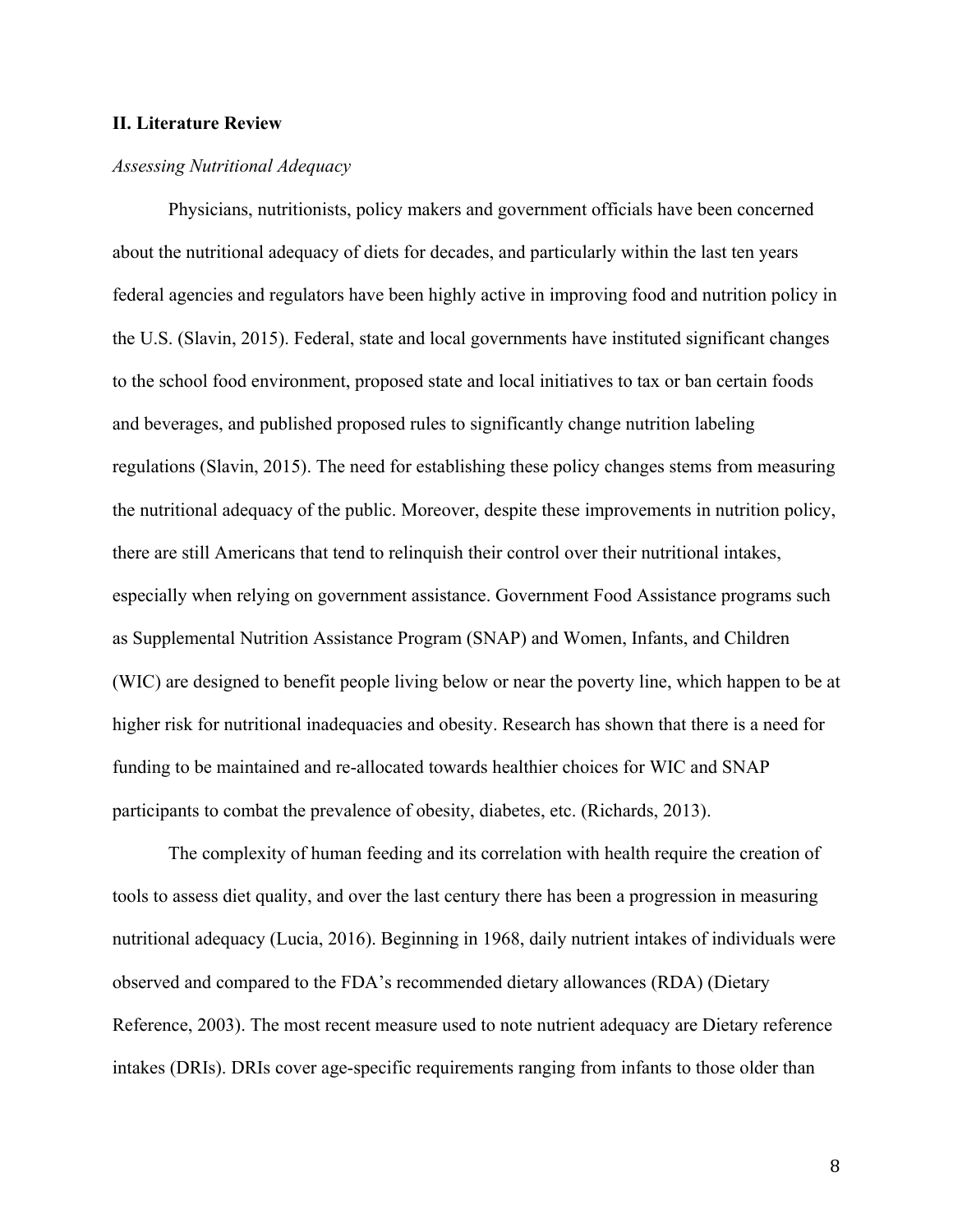## II. Literature Review

### *Assessing Nutritional Adequacy*

Physicians, nutritionists, policy makers and government officials have been concerned about the nutritional adequacy of diets for decades, and particularly within the last ten years federal agencies and regulators have been highly active in improving food and nutrition policy in the U.S. (Slavin, 2015). Federal, state and local governments have instituted significant changes to the school food environment, proposed state and local initiatives to tax or ban certain foods and beverages, and published proposed rules to significantly change nutrition labeling regulations (Slavin, 2015). The need for establishing these policy changes stems from measuring the nutritional adequacy of the public. Moreover, despite these improvements in nutrition policy, there are still Americans that tend to relinquish their control over their nutritional intakes, especially when relying on government assistance. Government Food Assistance programs such as Supplemental Nutrition Assistance Program (SNAP) and Women, Infants, and Children (WIC) are designed to benefit people living below or near the poverty line, which happen to be at higher risk for nutritional inadequacies and obesity. Research has shown that there is a need for funding to be maintained and re-allocated towards healthier choices for WIC and SNAP participants to combat the prevalence of obesity, diabetes, etc. (Richards, 2013).

The complexity of human feeding and its correlation with health require the creation of tools to assess diet quality, and over the last century there has been a progression in measuring nutritional adequacy (Lucia, 2016). Beginning in 1968, daily nutrient intakes of individuals were observed and compared to the FDA's recommended dietary allowances (RDA) (Dietary Reference, 2003). The most recent measure used to note nutrient adequacy are Dietary reference intakes (DRIs). DRIs cover age-specific requirements ranging from infants to those older than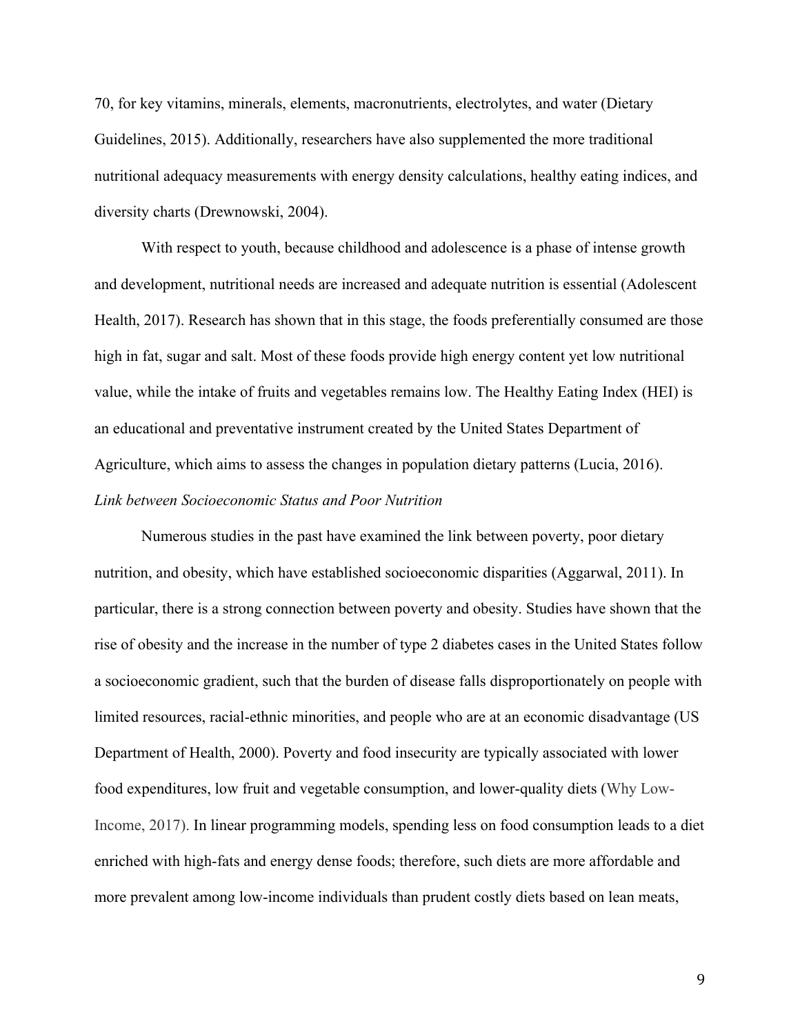70, for key vitamins, minerals, elements, macronutrients, electrolytes, and water (Dietary Guidelines, 2015). Additionally, researchers have also supplemented the more traditional nutritional adequacy measurements with energy density calculations, healthy eating indices, and diversity charts (Drewnowski, 2004).

With respect to youth, because childhood and adolescence is a phase of intense growth and development, nutritional needs are increased and adequate nutrition is essential (Adolescent Health, 2017). Research has shown that in this stage, the foods preferentially consumed are those high in fat, sugar and salt. Most of these foods provide high energy content yet low nutritional value, while the intake of fruits and vegetables remains low. The Healthy Eating Index (HEI) is an educational and preventative instrument created by the United States Department of Agriculture, which aims to assess the changes in population dietary patterns (Lucia, 2016).

*Link between Socioeconomic Status and Poor Nutrition*

Numerous studies in the past have examined the link between poverty, poor dietary nutrition, and obesity, which have established socioeconomic disparities (Aggarwal, 2011). In particular, there is a strong connection between poverty and obesity. Studies have shown that the rise of obesity and the increase in the number of type 2 diabetes cases in the United States follow a socioeconomic gradient, such that the burden of disease falls disproportionately on people with limited resources, racial-ethnic minorities, and people who are at an economic disadvantage (US Department of Health, 2000). Poverty and food insecurity are typically associated with lower food expenditures, low fruit and vegetable consumption, and lower-quality diets (Why Low-Income, 2017). In linear programming models, spending less on food consumption leads to a diet enriched with high-fats and energy dense foods; therefore, such diets are more affordable and more prevalent among low-income individuals than prudent costly diets based on lean meats,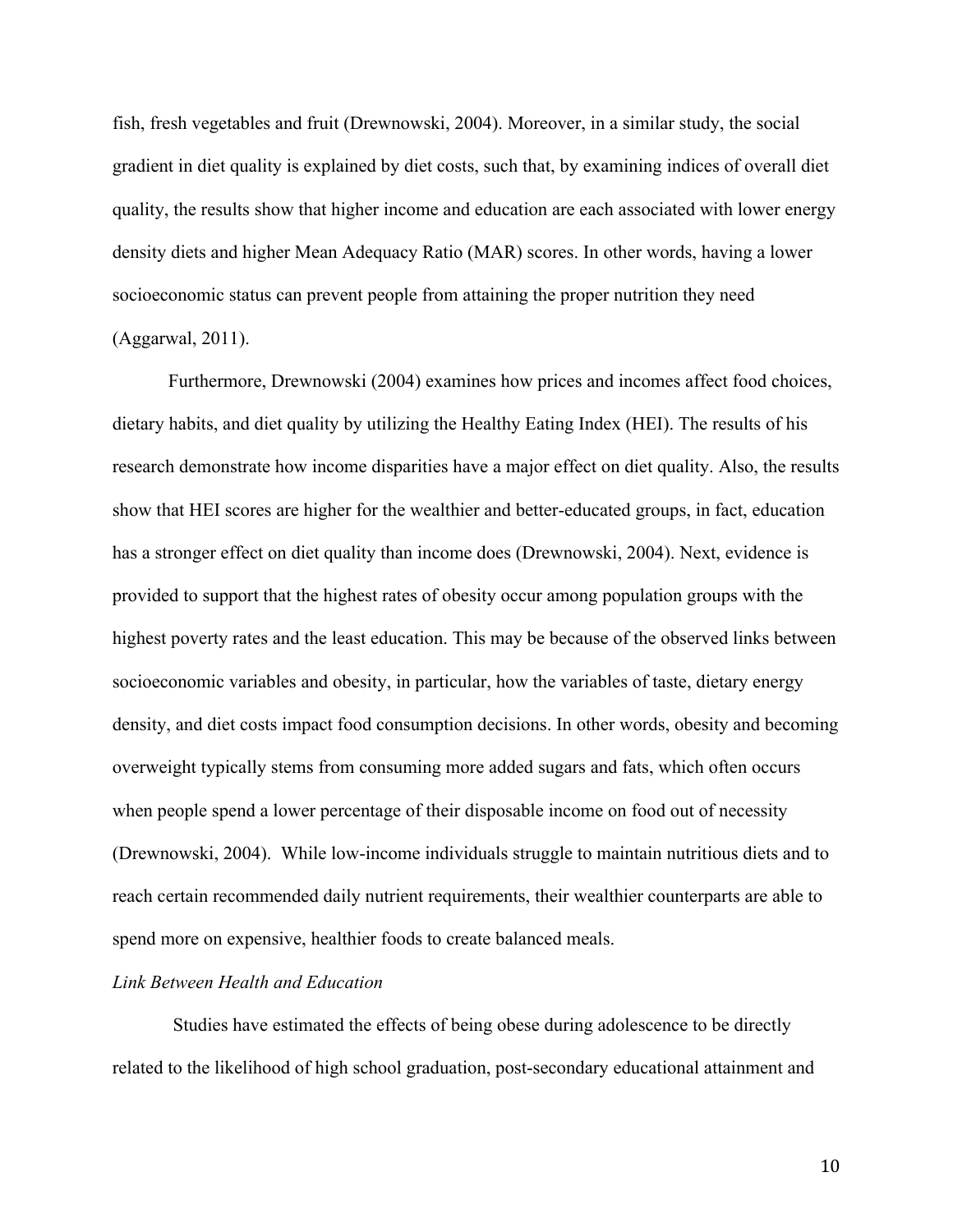fish, fresh vegetables and fruit (Drewnowski, 2004). Moreover, in a similar study, the social gradient in diet quality is explained by diet costs, such that, by examining indices of overall diet quality, the results show that higher income and education are each associated with lower energy density diets and higher Mean Adequacy Ratio (MAR) scores. In other words, having a lower socioeconomic status can prevent people from attaining the proper nutrition they need (Aggarwal, 2011).

Furthermore, Drewnowski (2004) examines how prices and incomes affect food choices, dietary habits, and diet quality by utilizing the Healthy Eating Index (HEI). The results of his research demonstrate how income disparities have a major effect on diet quality. Also, the results show that HEI scores are higher for the wealthier and better-educated groups, in fact, education has a stronger effect on diet quality than income does (Drewnowski, 2004). Next, evidence is provided to support that the highest rates of obesity occur among population groups with the highest poverty rates and the least education. This may be because of the observed links between socioeconomic variables and obesity, in particular, how the variables of taste, dietary energy density, and diet costs impact food consumption decisions. In other words, obesity and becoming overweight typically stems from consuming more added sugars and fats, which often occurs when people spend a lower percentage of their disposable income on food out of necessity (Drewnowski, 2004). While low-income individuals struggle to maintain nutritious diets and to reach certain recommended daily nutrient requirements, their wealthier counterparts are able to spend more on expensive, healthier foods to create balanced meals.

*Link Between Health and Education*

Studies have estimated the effects of being obese during adolescence to be directly related to the likelihood of high school graduation, post-secondary educational attainment and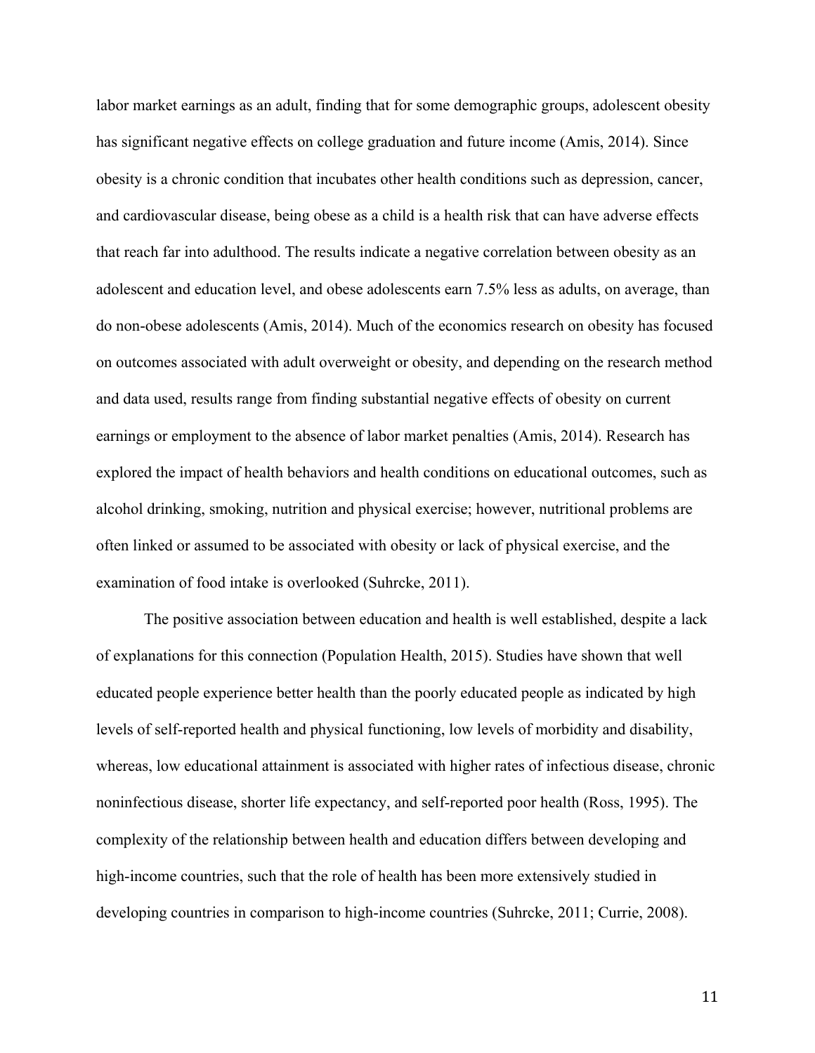labor market earnings as an adult, finding that for some demographic groups, adolescent obesity has significant negative effects on college graduation and future income (Amis, 2014). Since obesity is a chronic condition that incubates other health conditions such as depression, cancer, and cardiovascular disease, being obese as a child is a health risk that can have adverse effects that reach far into adulthood. The results indicate a negative correlation between obesity as an adolescent and education level, and obese adolescents earn 7.5% less as adults, on average, than do non-obese adolescents (Amis, 2014). Much of the economics research on obesity has focused on outcomes associated with adult overweight or obesity, and depending on the research method and data used, results range from finding substantial negative effects of obesity on current earnings or employment to the absence of labor market penalties (Amis, 2014). Research has explored the impact of health behaviors and health conditions on educational outcomes, such as alcohol drinking, smoking, nutrition and physical exercise; however, nutritional problems are often linked or assumed to be associated with obesity or lack of physical exercise, and the examination of food intake is overlooked (Suhrcke, 2011).

The positive association between education and health is well established, despite a lack of explanations for this connection (Population Health, 2015). Studies have shown that well educated people experience better health than the poorly educated people as indicated by high levels of self-reported health and physical functioning, low levels of morbidity and disability, whereas, low educational attainment is associated with higher rates of infectious disease, chronic noninfectious disease, shorter life expectancy, and self-reported poor health (Ross, 1995). The complexity of the relationship between health and education differs between developing and high-income countries, such that the role of health has been more extensively studied in developing countries in comparison to high-income countries (Suhrcke, 2011; Currie, 2008).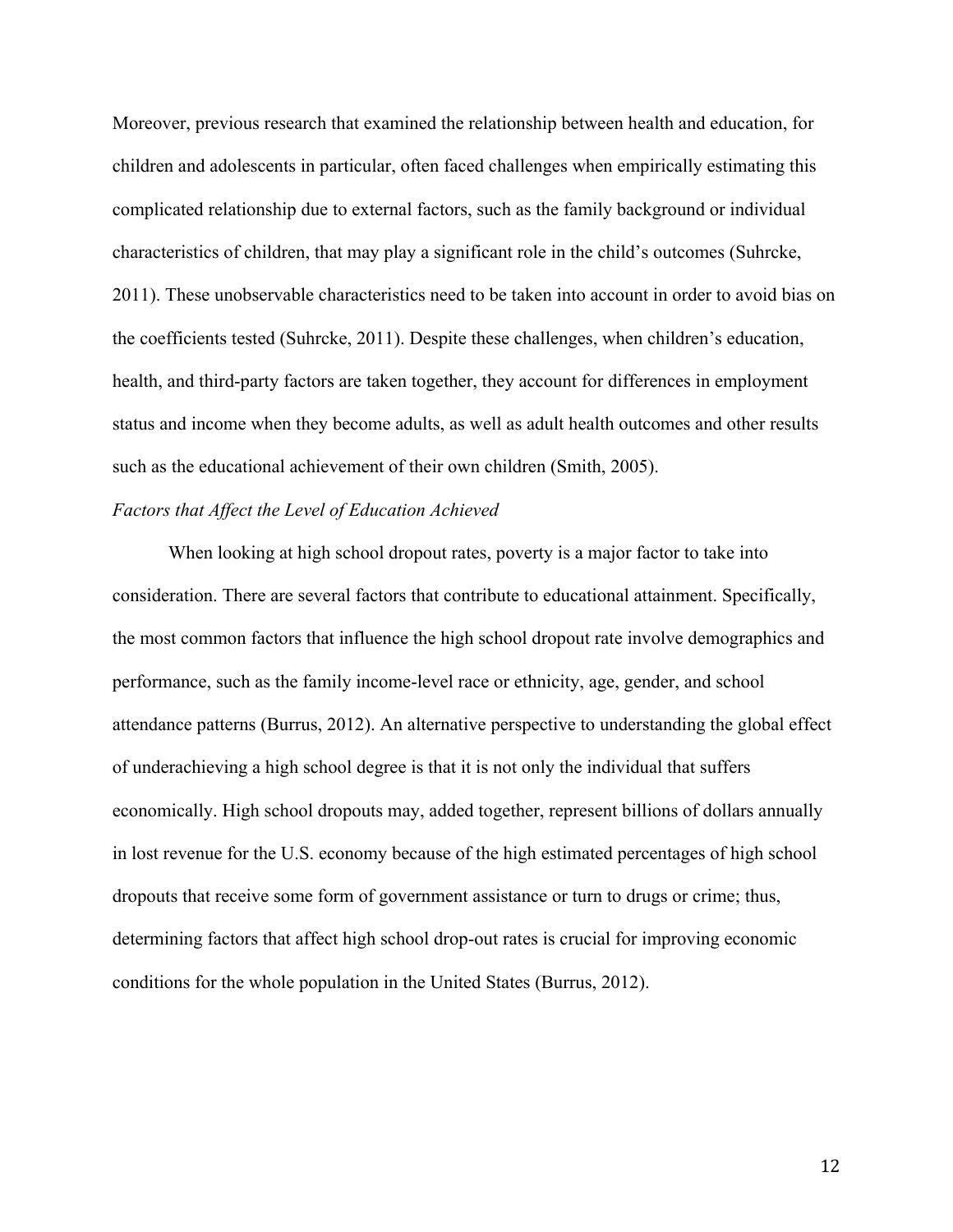Moreover, previous research that examined the relationship between health and education, for children and adolescents in particular, often faced challenges when empirically estimating this complicated relationship due to external factors, such as the family background or individual characteristics of children, that may play a significant role in the child's outcomes (Suhrcke, 2011). These unobservable characteristics need to be taken into account in order to avoid bias on the coefficients tested (Suhrcke, 2011). Despite these challenges, when children's education, health, and third-party factors are taken together, they account for differences in employment status and income when they become adults, as well as adult health outcomes and other results such as the educational achievement of their own children (Smith, 2005).

*Factors that Affect the Level of Education Achieved*

When looking at high school dropout rates, poverty is a major factor to take into consideration. There are several factors that contribute to educational attainment. Specifically, the most common factors that influence the high school dropout rate involve demographics and performance, such as the family income-level race or ethnicity, age, gender, and school attendance patterns (Burrus, 2012). An alternative perspective to understanding the global effect of underachieving a high school degree is that it is not only the individual that suffers economically. High school dropouts may, added together, represent billions of dollars annually in lost revenue for the U.S. economy because of the high estimated percentages of high school dropouts that receive some form of government assistance or turn to drugs or crime; thus, determining factors that affect high school drop-out rates is crucial for improving economic conditions for the whole population in the United States (Burrus, 2012).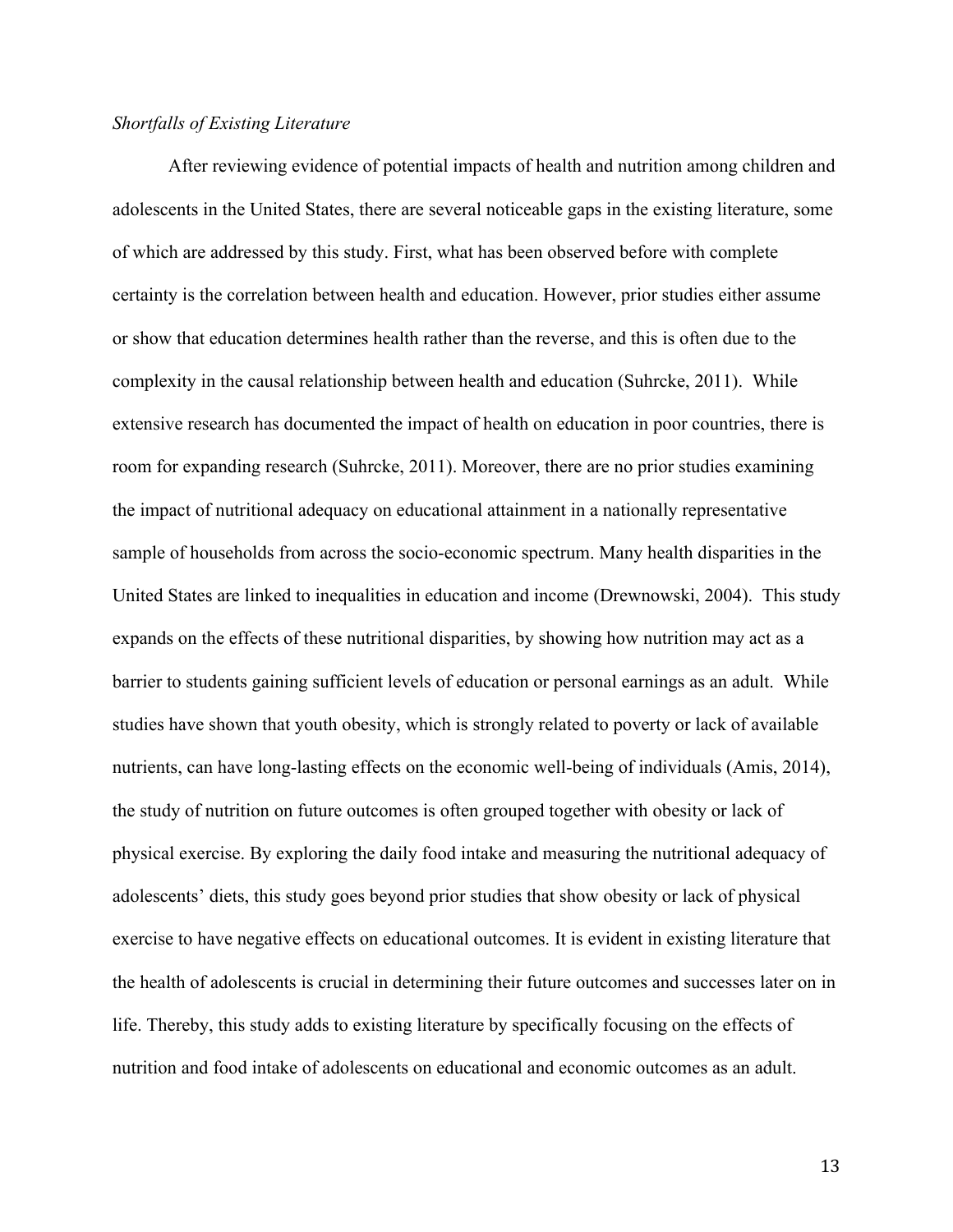*Shortfalls of Existing Literature*

After reviewing evidence of potential impacts of health and nutrition among children and adolescents in the United States, there are several noticeable gaps in the existing literature, some of which are addressed by this study. First, what has been observed before with complete certainty is the correlation between health and education. However, prior studies either assume or show that education determines health rather than the reverse, and this is often due to the complexity in the causal relationship between health and education (Suhrcke, 2011). While extensive research has documented the impact of health on education in poor countries, there is room for expanding research (Suhrcke, 2011). Moreover, there are no prior studies examining the impact of nutritional adequacy on educational attainment in a nationally representative sample of households from across the socio-economic spectrum. Many health disparities in the United States are linked to inequalities in education and income (Drewnowski, 2004). This study expands on the effects of these nutritional disparities, by showing how nutrition may act as a barrier to students gaining sufficient levels of education or personal earnings as an adult. While studies have shown that youth obesity, which is strongly related to poverty or lack of available nutrients, can have long-lasting effects on the economic well-being of individuals (Amis, 2014), the study of nutrition on future outcomes is often grouped together with obesity or lack of physical exercise. By exploring the daily food intake and measuring the nutritional adequacy of adolescents' diets, this study goes beyond prior studies that show obesity or lack of physical exercise to have negative effects on educational outcomes. It is evident in existing literature that the health of adolescents is crucial in determining their future outcomes and successes later on in life. Thereby, this study adds to existing literature by specifically focusing on the effects of nutrition and food intake of adolescents on educational and economic outcomes as an adult.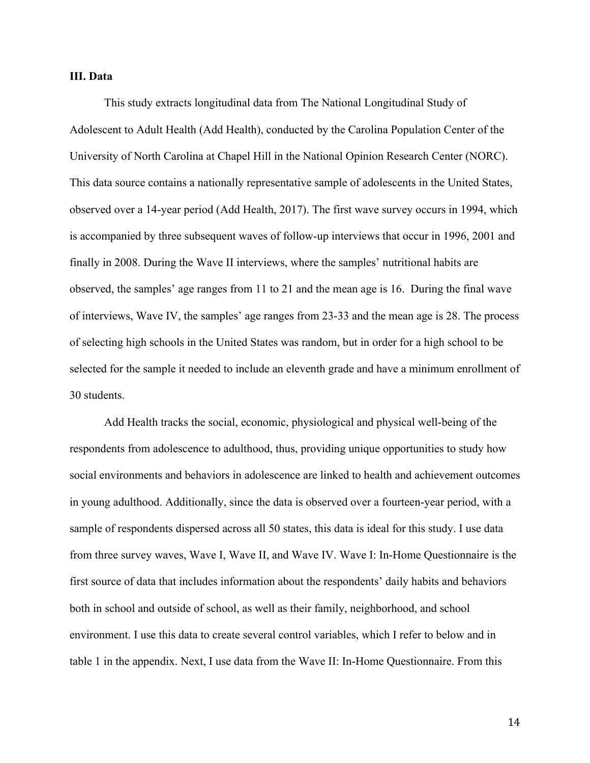**III. Data**

This study extracts longitudinal data from The National Longitudinal Study of Adolescent to Adult Health (Add Health), conducted by the Carolina Population Center of the University of North Carolina at Chapel Hill in the National Opinion Research Center (NORC). This data source contains a nationally representative sample of adolescents in the United States, observed over a 14-year period (Add Health, 2017). The first wave survey occurs in 1994, which is accompanied by three subsequent waves of follow-up interviews that occur in 1996, 2001 and finally in 2008. During the Wave II interviews, where the samples' nutritional habits are observed, the samples' age ranges from 11 to 21 and the mean age is 16. During the final wave of interviews, Wave IV, the samples' age ranges from 23-33 and the mean age is 28. The process of selecting high schools in the United States was random, but in order for a high school to be selected for the sample it needed to include an eleventh grade and have a minimum enrollment of 30 students.

Add Health tracks the social, economic, physiological and physical well-being of the respondents from adolescence to adulthood, thus, providing unique opportunities to study how social environments and behaviors in adolescence are linked to health and achievement outcomes in young adulthood. Additionally, since the data is observed over a fourteen-year period, with a sample of respondents dispersed across all 50 states, this data is ideal for this study. I use data from three survey waves, Wave I, Wave II, and Wave IV. Wave I: In-Home Questionnaire is the first source of data that includes information about the respondents' daily habits and behaviors both in school and outside of school, as well as their family, neighborhood, and school environment. I use this data to create several control variables, which I refer to below and in table 1 in the appendix. Next, I use data from the Wave II: In-Home Questionnaire. From this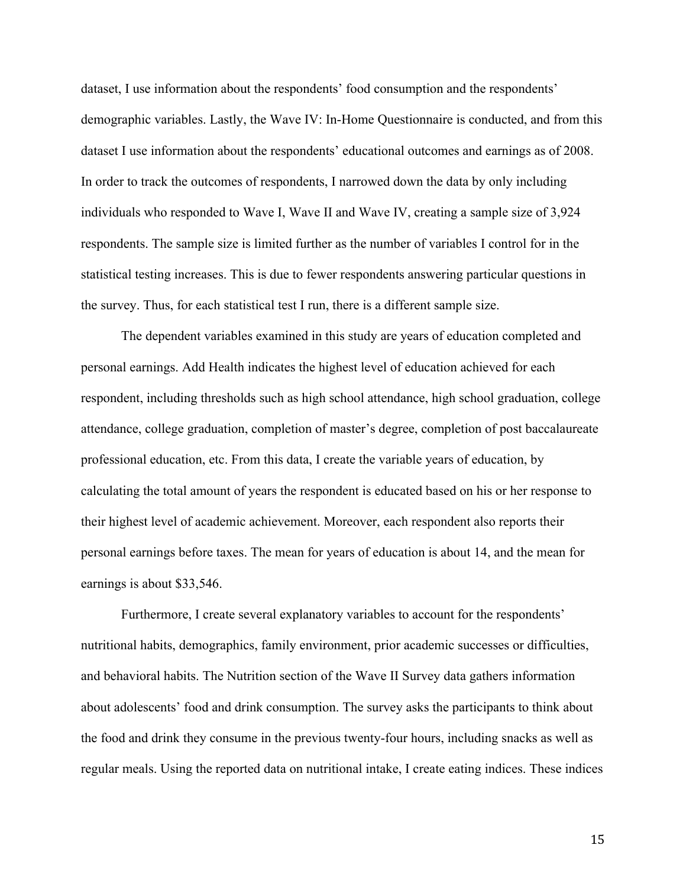dataset, I use information about the respondents' food consumption and the respondents' demographic variables. Lastly, the Wave IV: In-Home Questionnaire is conducted, and from this dataset I use information about the respondents' educational outcomes and earnings as of 2008. In order to track the outcomes of respondents, I narrowed down the data by only including individuals who responded to Wave I, Wave II and Wave IV, creating a sample size of 3,924 respondents. The sample size is limited further as the number of variables I control for in the statistical testing increases. This is due to fewer respondents answering particular questions in the survey. Thus, for each statistical test I run, there is a different sample size.

The dependent variables examined in this study are years of education completed and personal earnings. Add Health indicates the highest level of education achieved for each respondent, including thresholds such as high school attendance, high school graduation, college attendance, college graduation, completion of master's degree, completion of post baccalaureate professional education, etc. From this data, I create the variable years of education, by calculating the total amount of years the respondent is educated based on his or her response to their highest level of academic achievement. Moreover, each respondent also reports their personal earnings before taxes. The mean for years of education is about 14, and the mean for earnings is about $33,546.

Furthermore, I create several explanatory variables to account for the respondents' nutritional habits, demographics, family environment, prior academic successes or difficulties, and behavioral habits. The Nutrition section of the Wave II Survey data gathers information about adolescents' food and drink consumption. The survey asks the participants to think about the food and drink they consume in the previous twenty-four hours, including snacks as well as regular meals. Using the reported data on nutritional intake, I create eating indices. These indices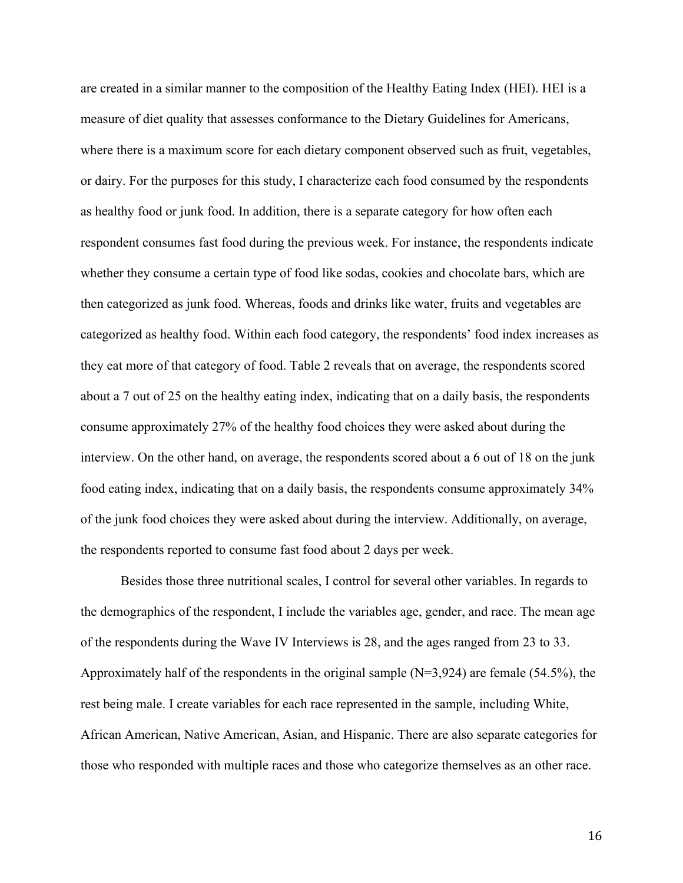are created in a similar manner to the composition of the Healthy Eating Index (HEI). HEI is a measure of diet quality that assesses conformance to the Dietary Guidelines for Americans, where there is a maximum score for each dietary component observed such as fruit, vegetables, or dairy. For the purposes for this study, I characterize each food consumed by the respondents as healthy food or junk food. In addition, there is a separate category for how often each respondent consumes fast food during the previous week. For instance, the respondents indicate whether they consume a certain type of food like sodas, cookies and chocolate bars, which are then categorized as junk food. Whereas, foods and drinks like water, fruits and vegetables are categorized as healthy food. Within each food category, the respondents' food index increases as they eat more of that category of food. Table 2 reveals that on average, the respondents scored about a 7 out of 25 on the healthy eating index, indicating that on a daily basis, the respondents consume approximately 27% of the healthy food choices they were asked about during the interview. On the other hand, on average, the respondents scored about a 6 out of 18 on the junk food eating index, indicating that on a daily basis, the respondents consume approximately 34% of the junk food choices they were asked about during the interview. Additionally, on average, the respondents reported to consume fast food about 2 days per week.

Besides those three nutritional scales, I control for several other variables. In regards to the demographics of the respondent, I include the variables age, gender, and race. The mean age of the respondents during the Wave IV Interviews is 28, and the ages ranged from 23 to 33. Approximately half of the respondents in the original sample (N=3,924) are female (54.5%), the rest being male. I create variables for each race represented in the sample, including White, African American, Native American, Asian, and Hispanic. There are also separate categories for those who responded with multiple races and those who categorize themselves as an other race.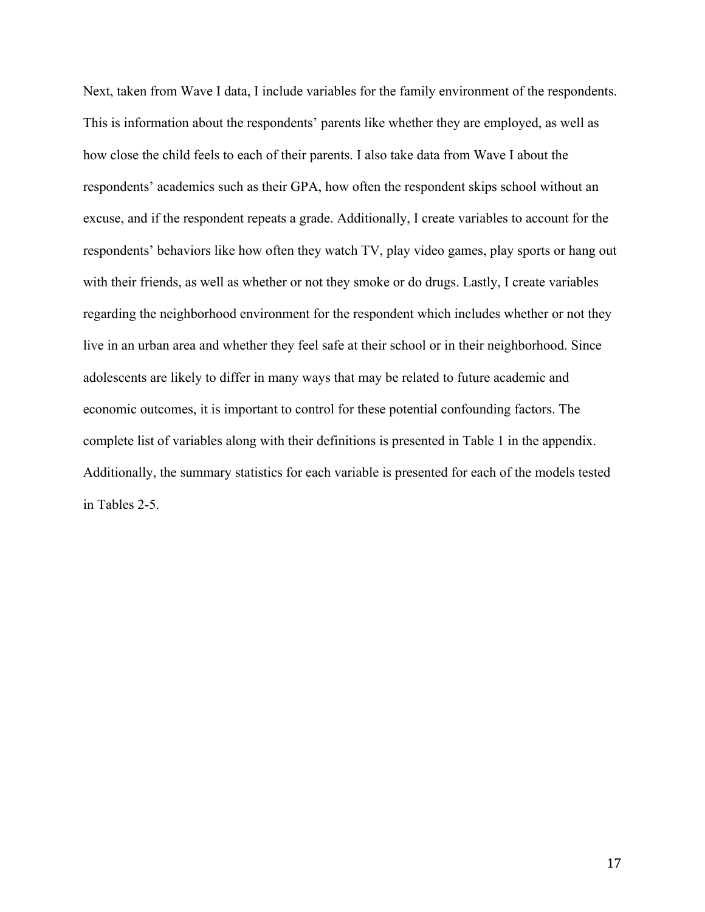Next, taken from Wave I data, I include variables for the family environment of the respondents. This is information about the respondents' parents like whether they are employed, as well as how close the child feels to each of their parents. I also take data from Wave I about the respondents' academics such as their GPA, how often the respondent skips school without an excuse, and if the respondent repeats a grade. Additionally, I create variables to account for the respondents' behaviors like how often they watch TV, play video games, play sports or hang out with their friends, as well as whether or not they smoke or do drugs. Lastly, I create variables regarding the neighborhood environment for the respondent which includes whether or not they live in an urban area and whether they feel safe at their school or in their neighborhood. Since adolescents are likely to differ in many ways that may be related to future academic and economic outcomes, it is important to control for these potential confounding factors. The complete list of variables along with their definitions is presented in Table 1 in the appendix. Additionally, the summary statistics for each variable is presented for each of the models tested in Tables 2-5.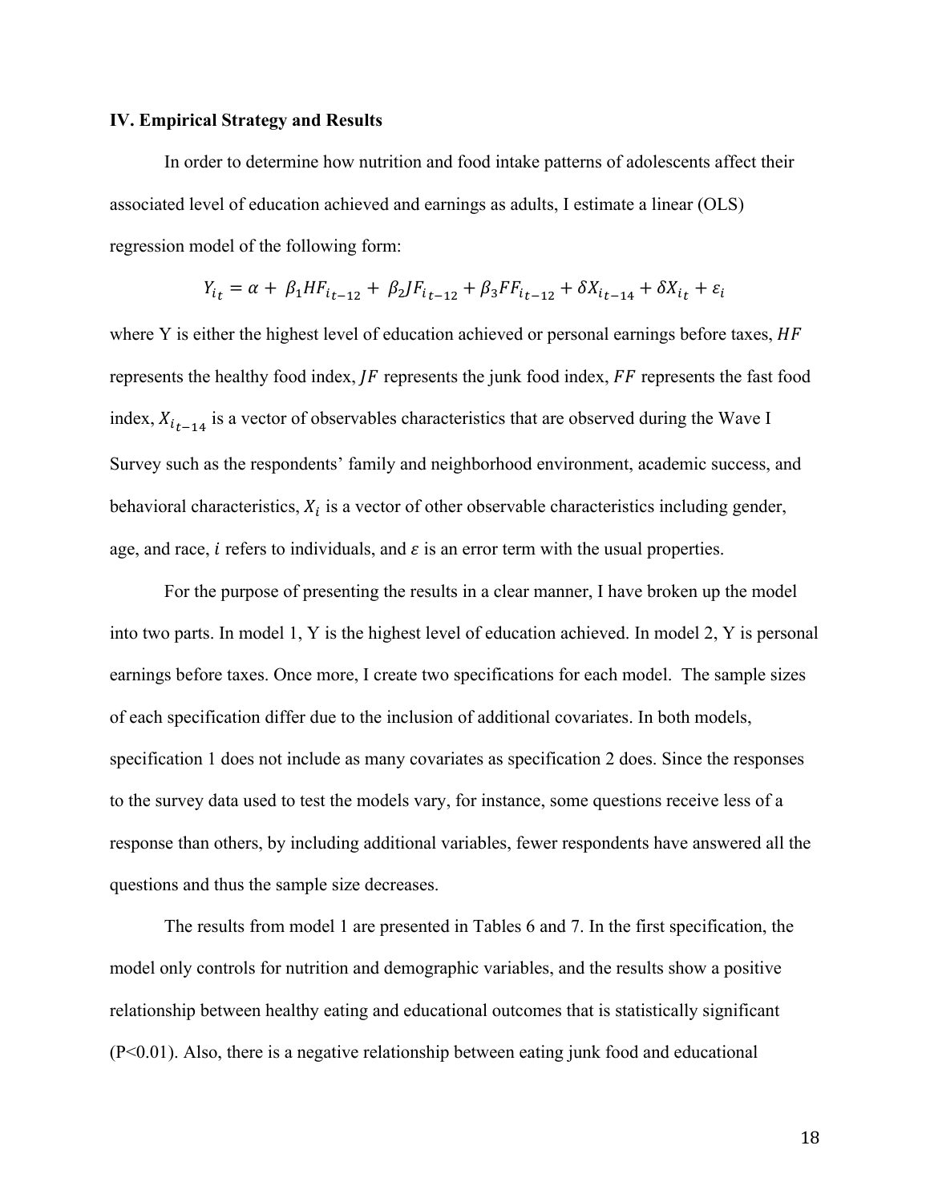### IV. Empirical Strategy and Results

In order to determine how nutrition and food intake patterns of adolescents affect their associated level of education achieved and earnings as adults, I estimate a linear (OLS) regression model of the following form:

$$Y_{i_t} = \alpha + \beta_1 HF_{i_{t-12}} + \beta_2 JF_{i_{t-12}} + \beta_3 FF_{i_{t-12}} + \delta X_{i_{t-14}} + \delta X_{i_t} + \varepsilon_i$$

where Y is either the highest level of education achieved or personal earnings before taxes, $HF$ represents the healthy food index, $JF$ represents the junk food index, $FF$ represents the fast food index, $X_{i_{t-14}}$ is a vector of observables characteristics that are observed during the Wave I Survey such as the respondents' family and neighborhood environment, academic success, and behavioral characteristics, $X_i$ is a vector of other observable characteristics including gender, age, and race, $i$ refers to individuals, and $\varepsilon$ is an error term with the usual properties.

For the purpose of presenting the results in a clear manner, I have broken up the model into two parts. In model 1, Y is the highest level of education achieved. In model 2, Y is personal earnings before taxes. Once more, I create two specifications for each model. The sample sizes of each specification differ due to the inclusion of additional covariates. In both models, specification 1 does not include as many covariates as specification 2 does. Since the responses to the survey data used to test the models vary, for instance, some questions receive less of a response than others, by including additional variables, fewer respondents have answered all the questions and thus the sample size decreases.

The results from model 1 are presented in Tables 6 and 7. In the first specification, the model only controls for nutrition and demographic variables, and the results show a positive relationship between healthy eating and educational outcomes that is statistically significant ($P<0.01$). Also, there is a negative relationship between eating junk food and educational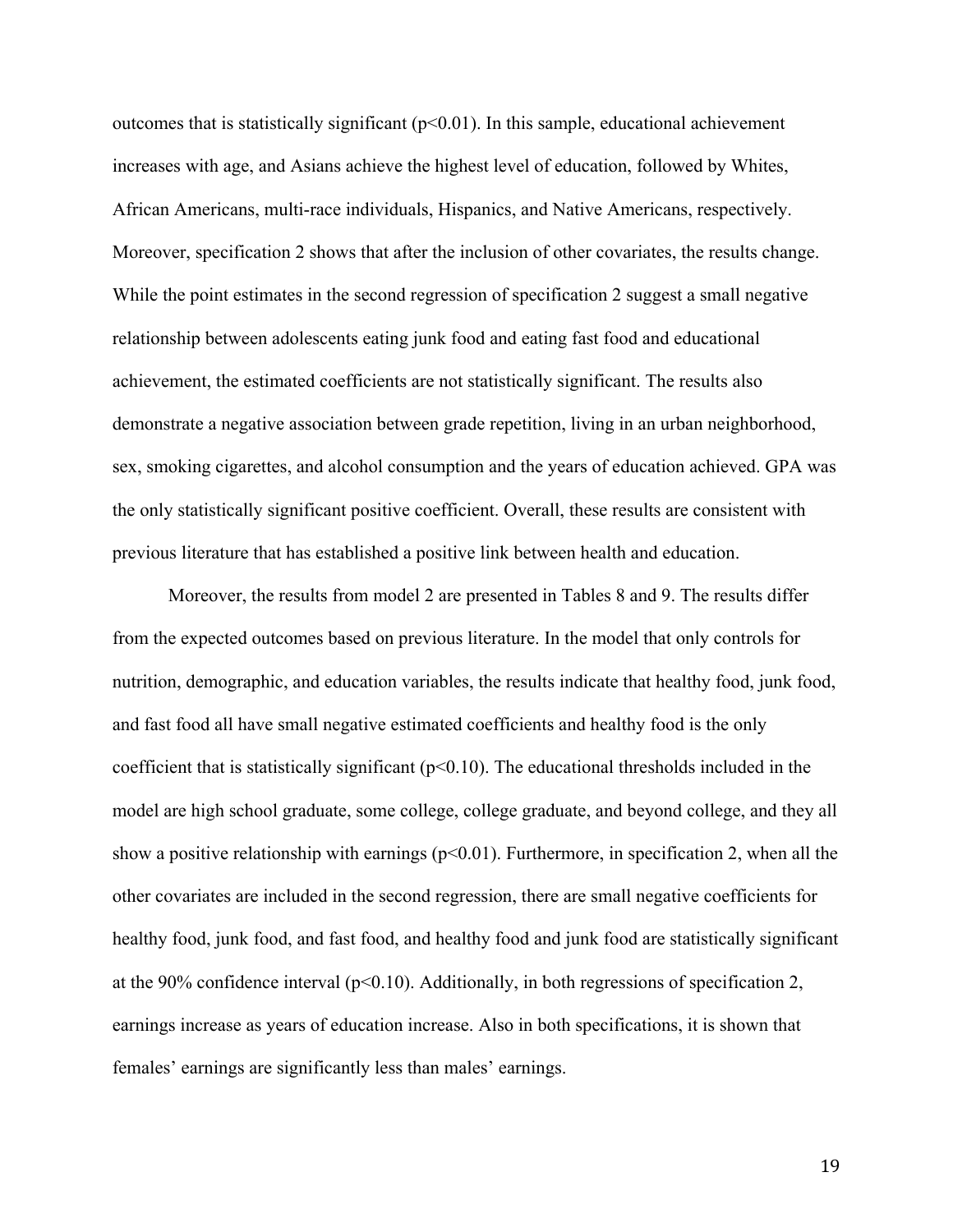outcomes that is statistically significant ($p<0.01$). In this sample, educational achievement increases with age, and Asians achieve the highest level of education, followed by Whites, African Americans, multi-race individuals, Hispanics, and Native Americans, respectively. Moreover, specification 2 shows that after the inclusion of other covariates, the results change. While the point estimates in the second regression of specification 2 suggest a small negative relationship between adolescents eating junk food and eating fast food and educational achievement, the estimated coefficients are not statistically significant. The results also demonstrate a negative association between grade repetition, living in an urban neighborhood, sex, smoking cigarettes, and alcohol consumption and the years of education achieved. GPA was the only statistically significant positive coefficient. Overall, these results are consistent with previous literature that has established a positive link between health and education.

Moreover, the results from model 2 are presented in Tables 8 and 9. The results differ from the expected outcomes based on previous literature. In the model that only controls for nutrition, demographic, and education variables, the results indicate that healthy food, junk food, and fast food all have small negative estimated coefficients and healthy food is the only coefficient that is statistically significant ($p<0.10$). The educational thresholds included in the model are high school graduate, some college, college graduate, and beyond college, and they all show a positive relationship with earnings ($p<0.01$). Furthermore, in specification 2, when all the other covariates are included in the second regression, there are small negative coefficients for healthy food, junk food, and fast food, and healthy food and junk food are statistically significant at the 90% confidence interval ($p<0.10$). Additionally, in both regressions of specification 2, earnings increase as years of education increase. Also in both specifications, it is shown that females' earnings are significantly less than males' earnings.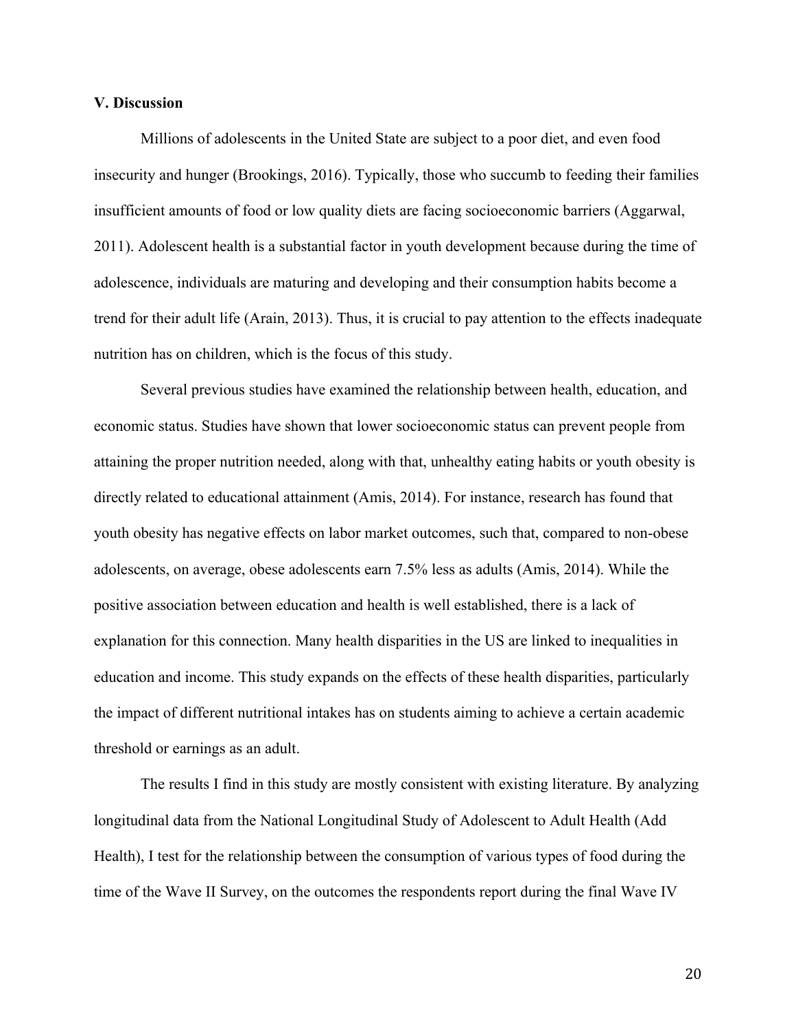## V. Discussion

Millions of adolescents in the United State are subject to a poor diet, and even food insecurity and hunger (Brookings, 2016). Typically, those who succumb to feeding their families insufficient amounts of food or low quality diets are facing socioeconomic barriers (Aggarwal, 2011). Adolescent health is a substantial factor in youth development because during the time of adolescence, individuals are maturing and developing and their consumption habits become a trend for their adult life (Arain, 2013). Thus, it is crucial to pay attention to the effects inadequate nutrition has on children, which is the focus of this study.

Several previous studies have examined the relationship between health, education, and economic status. Studies have shown that lower socioeconomic status can prevent people from attaining the proper nutrition needed, along with that, unhealthy eating habits or youth obesity is directly related to educational attainment (Amis, 2014). For instance, research has found that youth obesity has negative effects on labor market outcomes, such that, compared to non-obese adolescents, on average, obese adolescents earn 7.5% less as adults (Amis, 2014). While the positive association between education and health is well established, there is a lack of explanation for this connection. Many health disparities in the US are linked to inequalities in education and income. This study expands on the effects of these health disparities, particularly the impact of different nutritional intakes has on students aiming to achieve a certain academic threshold or earnings as an adult.

The results I find in this study are mostly consistent with existing literature. By analyzing longitudinal data from the National Longitudinal Study of Adolescent to Adult Health (Add Health), I test for the relationship between the consumption of various types of food during the time of the Wave II Survey, on the outcomes the respondents report during the final Wave IV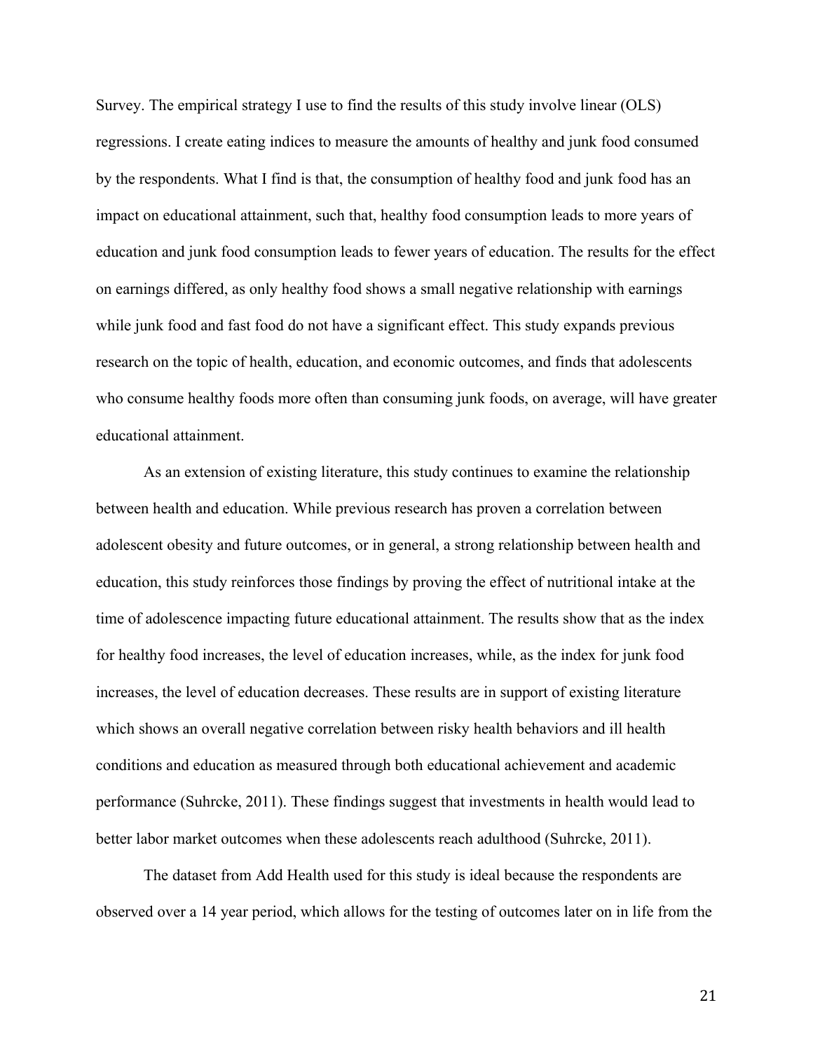Survey. The empirical strategy I use to find the results of this study involve linear (OLS) regressions. I create eating indices to measure the amounts of healthy and junk food consumed by the respondents. What I find is that, the consumption of healthy food and junk food has an impact on educational attainment, such that, healthy food consumption leads to more years of education and junk food consumption leads to fewer years of education. The results for the effect on earnings differed, as only healthy food shows a small negative relationship with earnings while junk food and fast food do not have a significant effect. This study expands previous research on the topic of health, education, and economic outcomes, and finds that adolescents who consume healthy foods more often than consuming junk foods, on average, will have greater educational attainment.

As an extension of existing literature, this study continues to examine the relationship between health and education. While previous research has proven a correlation between adolescent obesity and future outcomes, or in general, a strong relationship between health and education, this study reinforces those findings by proving the effect of nutritional intake at the time of adolescence impacting future educational attainment. The results show that as the index for healthy food increases, the level of education increases, while, as the index for junk food increases, the level of education decreases. These results are in support of existing literature which shows an overall negative correlation between risky health behaviors and ill health conditions and education as measured through both educational achievement and academic performance (Suhrcke, 2011). These findings suggest that investments in health would lead to better labor market outcomes when these adolescents reach adulthood (Suhrcke, 2011).

The dataset from Add Health used for this study is ideal because the respondents are observed over a 14 year period, which allows for the testing of outcomes later on in life from the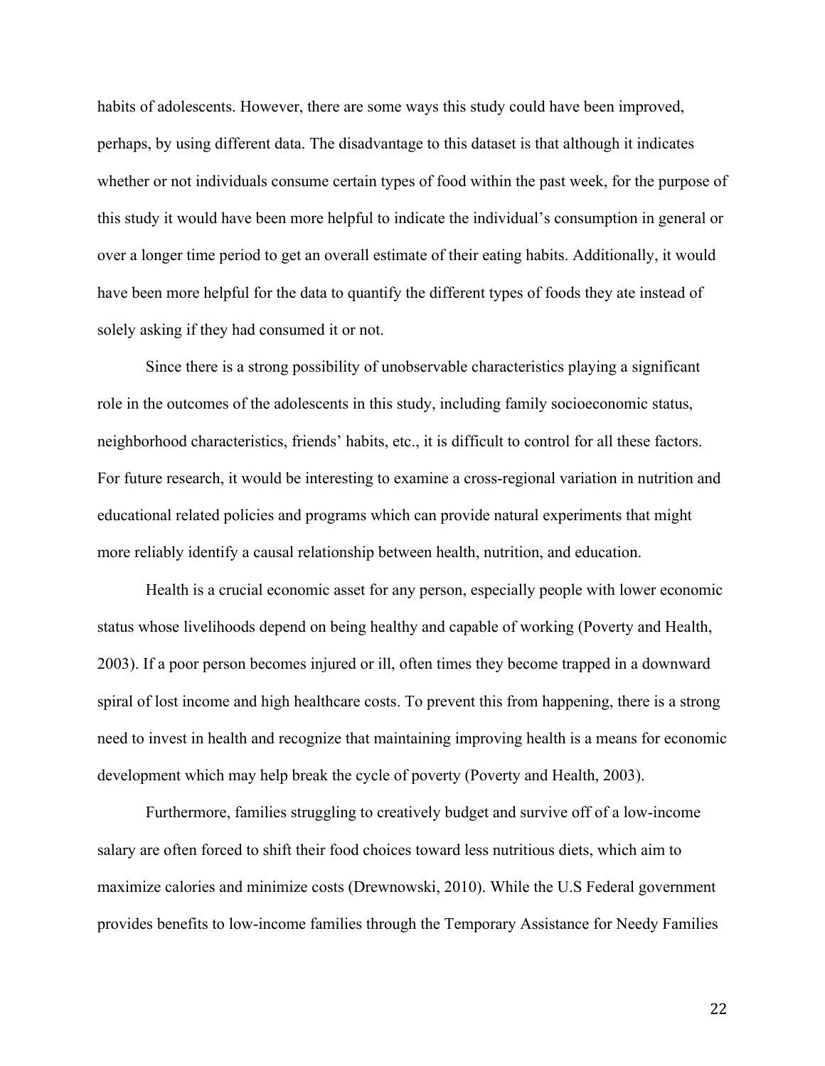habits of adolescents. However, there are some ways this study could have been improved, perhaps, by using different data. The disadvantage to this dataset is that although it indicates whether or not individuals consume certain types of food within the past week, for the purpose of this study it would have been more helpful to indicate the individual's consumption in general or over a longer time period to get an overall estimate of their eating habits. Additionally, it would have been more helpful for the data to quantify the different types of foods they ate instead of solely asking if they had consumed it or not.

Since there is a strong possibility of unobservable characteristics playing a significant role in the outcomes of the adolescents in this study, including family socioeconomic status, neighborhood characteristics, friends' habits, etc., it is difficult to control for all these factors. For future research, it would be interesting to examine a cross-regional variation in nutrition and educational related policies and programs which can provide natural experiments that might more reliably identify a causal relationship between health, nutrition, and education.

Health is a crucial economic asset for any person, especially people with lower economic status whose livelihoods depend on being healthy and capable of working (Poverty and Health, 2003). If a poor person becomes injured or ill, often times they become trapped in a downward spiral of lost income and high healthcare costs. To prevent this from happening, there is a strong need to invest in health and recognize that maintaining improving health is a means for economic development which may help break the cycle of poverty (Poverty and Health, 2003).

Furthermore, families struggling to creatively budget and survive off of a low-income salary are often forced to shift their food choices toward less nutritious diets, which aim to maximize calories and minimize costs (Drewnowski, 2010). While the U.S Federal government provides benefits to low-income families through the Temporary Assistance for Needy Families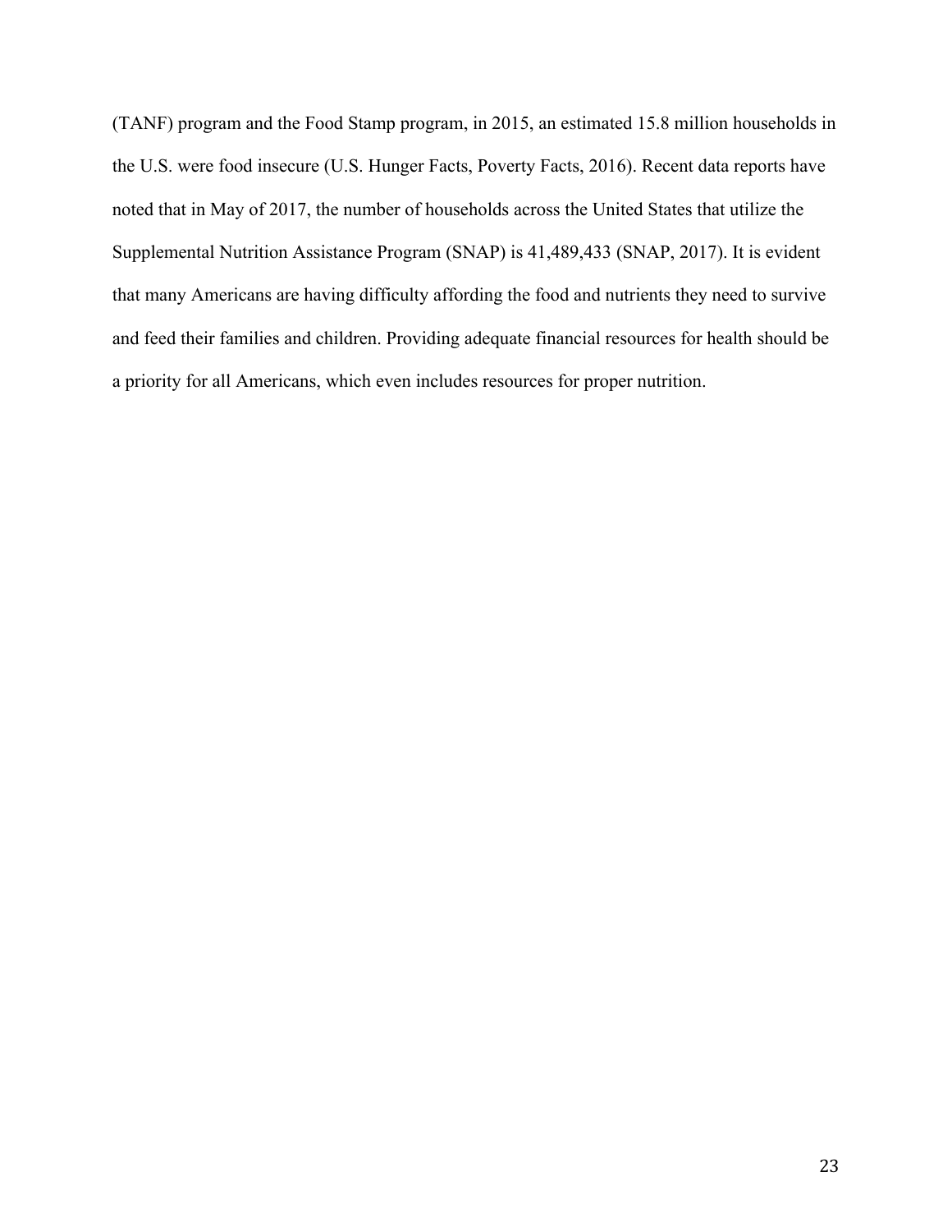(TANF) program and the Food Stamp program, in 2015, an estimated 15.8 million households in the U.S. were food insecure (U.S. Hunger Facts, Poverty Facts, 2016). Recent data reports have noted that in May of 2017, the number of households across the United States that utilize the Supplemental Nutrition Assistance Program (SNAP) is 41,489,433 (SNAP, 2017). It is evident that many Americans are having difficulty affording the food and nutrients they need to survive and feed their families and children. Providing adequate financial resources for health should be a priority for all Americans, which even includes resources for proper nutrition.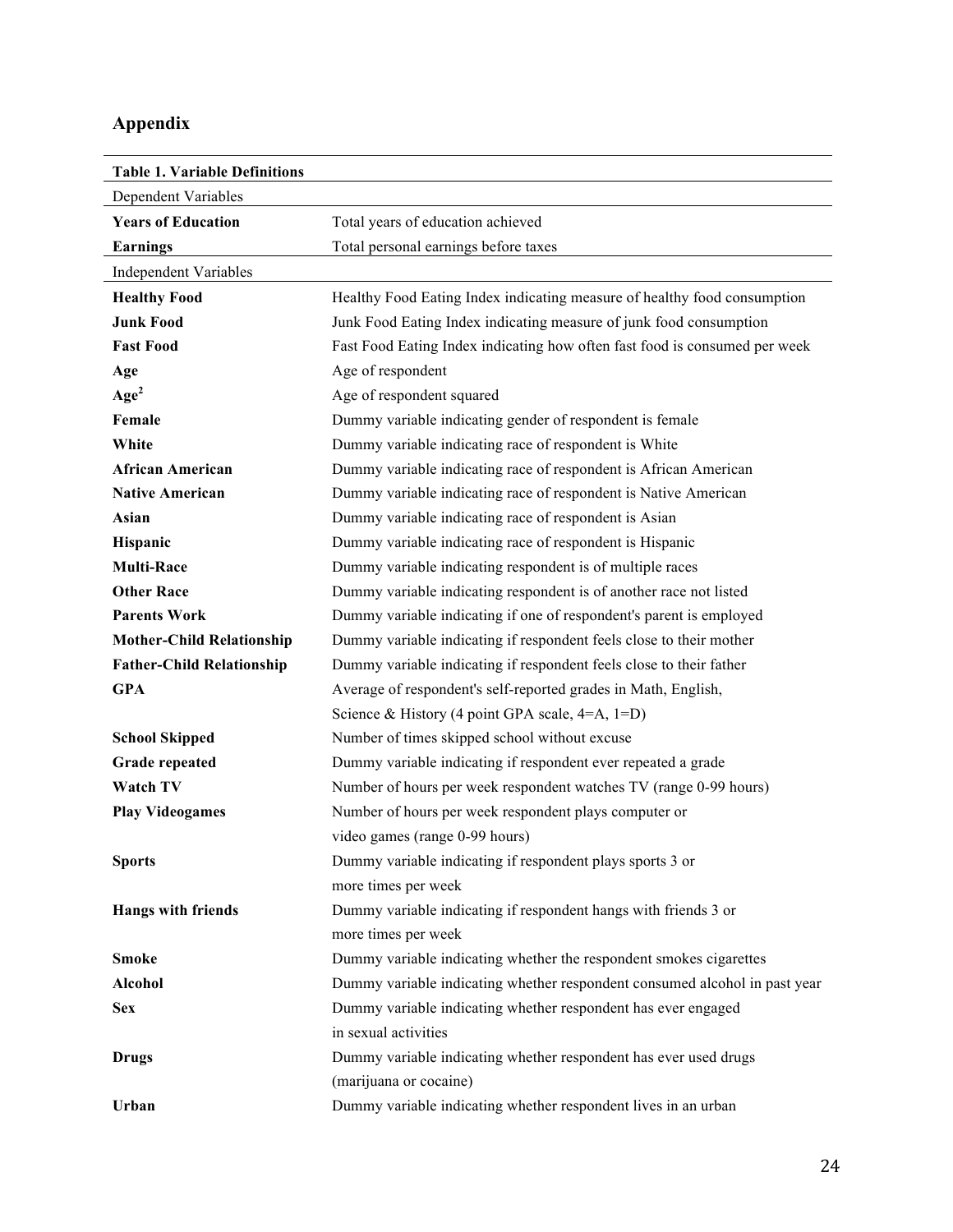## Appendix

| **Table 1. Variable Definitions** | |
|---|---|
| Dependent Variables | |
| **Years of Education** | Total years of education achieved |
| **Earnings** | Total personal earnings before taxes |
| Independent Variables | |
| **Healthy Food** | Healthy Food Eating Index indicating measure of healthy food consumption |
| **Junk Food** | Junk Food Eating Index indicating measure of junk food consumption |
| **Fast Food** | Fast Food Eating Index indicating how often fast food is consumed per week |
| **Age** | Age of respondent |
| **Age$^2$** | Age of respondent squared |
| **Female** | Dummy variable indicating gender of respondent is female |
| **White** | Dummy variable indicating race of respondent is White |
| **African American** | Dummy variable indicating race of respondent is African American |
| **Native American** | Dummy variable indicating race of respondent is Native American |
| **Asian** | Dummy variable indicating race of respondent is Asian |
| **Hispanic** | Dummy variable indicating race of respondent is Hispanic |
| **Multi-Race** | Dummy variable indicating respondent is of multiple races |
| **Other Race** | Dummy variable indicating respondent is of another race not listed |
| **Parents Work** | Dummy variable indicating if one of respondent's parent is employed |
| **Mother-Child Relationship** | Dummy variable indicating if respondent feels close to their mother |
| **Father-Child Relationship** | Dummy variable indicating if respondent feels close to their father |
| **GPA** | Average of respondent's self-reported grades in Math, English, Science & History (4 point GPA scale, 4=A, 1=D) |
| **School Skipped** | Number of times skipped school without excuse |
| **Grade repeated** | Dummy variable indicating if respondent ever repeated a grade |
| **Watch TV** | Number of hours per week respondent watches TV (range 0-99 hours) |
| **Play Videogames** | Number of hours per week respondent plays computer or video games (range 0-99 hours) |
| **Sports** | Dummy variable indicating if respondent plays sports 3 or more times per week |
| **Hangs with friends** | Dummy variable indicating if respondent hangs with friends 3 or more times per week |
| **Smoke** | Dummy variable indicating whether the respondent smokes cigarettes |
| **Alcohol** | Dummy variable indicating whether respondent consumed alcohol in past year |
| **Sex** | Dummy variable indicating whether respondent has ever engaged in sexual activities |
| **Drugs** | Dummy variable indicating whether respondent has ever used drugs (marijuana or cocaine) |
| **Urban** | Dummy variable indicating whether respondent lives in an urban |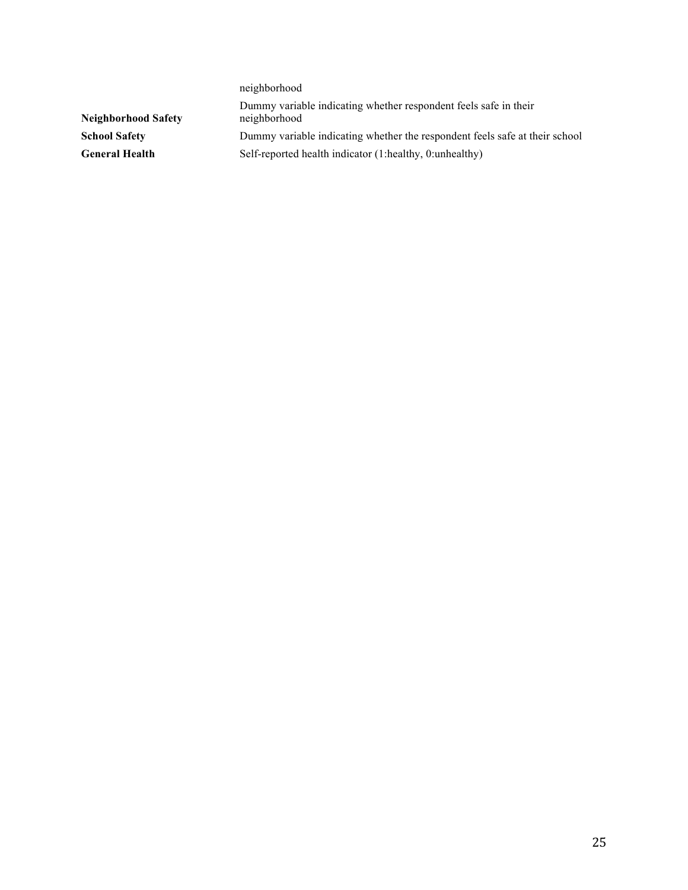| | |
|---|---|
| | neighborhood |
| **Neighborhood Safety** | Dummy variable indicating whether respondent feels safe in their neighborhood |
| **School Safety** | Dummy variable indicating whether the respondent feels safe at their school |
| **General Health** | Self-reported health indicator (1:healthy, 0:unhealthy) |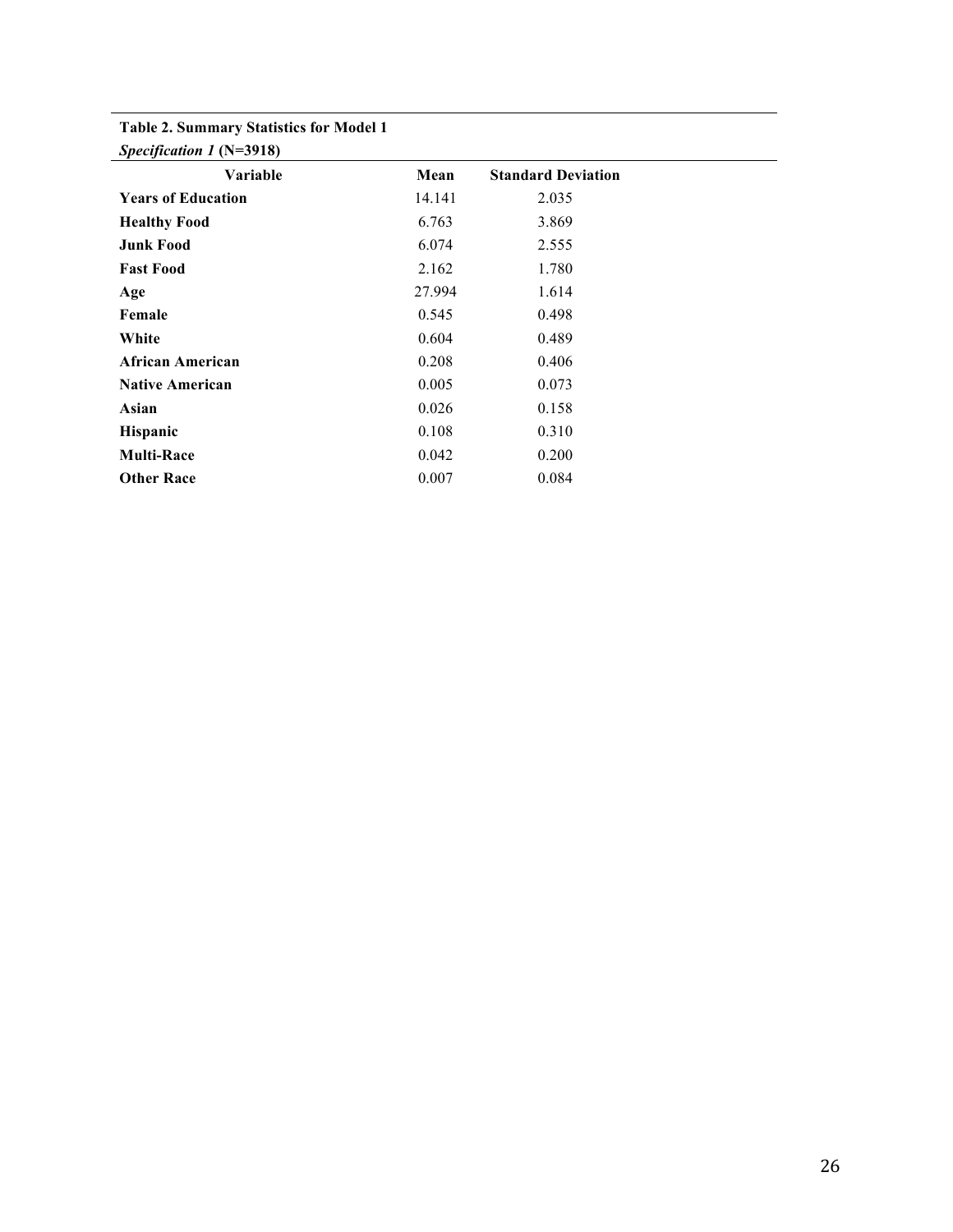**Table 2. Summary Statistics for Model 1**

***Specification 1* (N=3918)**

| Variable | Mean | Standard Deviation |
|---|---|---|
| **Years of Education** | 14.141 | 2.035 |
| **Healthy Food** | 6.763 | 3.869 |
| **Junk Food** | 6.074 | 2.555 |
| **Fast Food** | 2.162 | 1.780 |
| **Age** | 27.994 | 1.614 |
| **Female** | 0.545 | 0.498 |
| **White** | 0.604 | 0.489 |
| **African American** | 0.208 | 0.406 |
| **Native American** | 0.005 | 0.073 |
| **Asian** | 0.026 | 0.158 |
| **Hispanic** | 0.108 | 0.310 |
| **Multi-Race** | 0.042 | 0.200 |
| **Other Race** | 0.007 | 0.084 |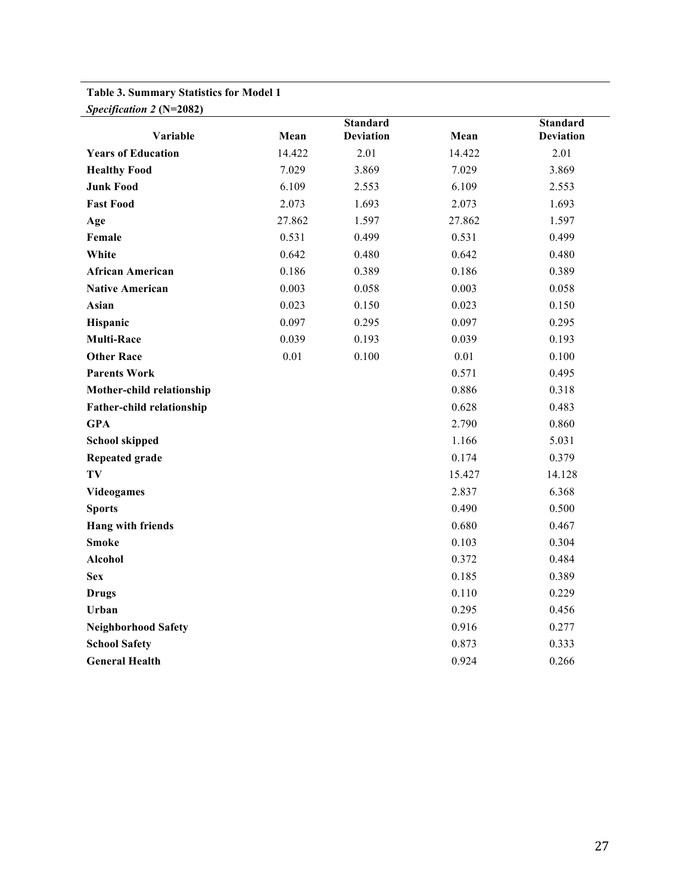**Table 3. Summary Statistics for Model 1**

***Specification 2* (N=2082)**

| Variable | Mean | Standard Deviation | Mean | Standard Deviation |
|---|---|---|---|---|
| **Years of Education** | 14.422 | 2.01 | 14.422 | 2.01 |
| **Healthy Food** | 7.029 | 3.869 | 7.029 | 3.869 |
| **Junk Food** | 6.109 | 2.553 | 6.109 | 2.553 |
| **Fast Food** | 2.073 | 1.693 | 2.073 | 1.693 |
| **Age** | 27.862 | 1.597 | 27.862 | 1.597 |
| **Female** | 0.531 | 0.499 | 0.531 | 0.499 |
| **White** | 0.642 | 0.480 | 0.642 | 0.480 |
| **African American** | 0.186 | 0.389 | 0.186 | 0.389 |
| **Native American** | 0.003 | 0.058 | 0.003 | 0.058 |
| **Asian** | 0.023 | 0.150 | 0.023 | 0.150 |
| **Hispanic** | 0.097 | 0.295 | 0.097 | 0.295 |
| **Multi-Race** | 0.039 | 0.193 | 0.039 | 0.193 |
| **Other Race** | 0.01 | 0.100 | 0.01 | 0.100 |
| **Parents Work** | | | 0.571 | 0.495 |
| **Mother-child relationship** | | | 0.886 | 0.318 |
| **Father-child relationship** | | | 0.628 | 0.483 |
| **GPA** | | | 2.790 | 0.860 |
| **School skipped** | | | 1.166 | 5.031 |
| **Repeated grade** | | | 0.174 | 0.379 |
| **TV** | | | 15.427 | 14.128 |
| **Videogames** | | | 2.837 | 6.368 |
| **Sports** | | | 0.490 | 0.500 |
| **Hang with friends** | | | 0.680 | 0.467 |
| **Smoke** | | | 0.103 | 0.304 |
| **Alcohol** | | | 0.372 | 0.484 |
| **Sex** | | | 0.185 | 0.389 |
| **Drugs** | | | 0.110 | 0.229 |
| **Urban** | | | 0.295 | 0.456 |
| **Neighborhood Safety** | | | 0.916 | 0.277 |
| **School Safety** | | | 0.873 | 0.333 |
| **General Health** | | | 0.924 | 0.266 |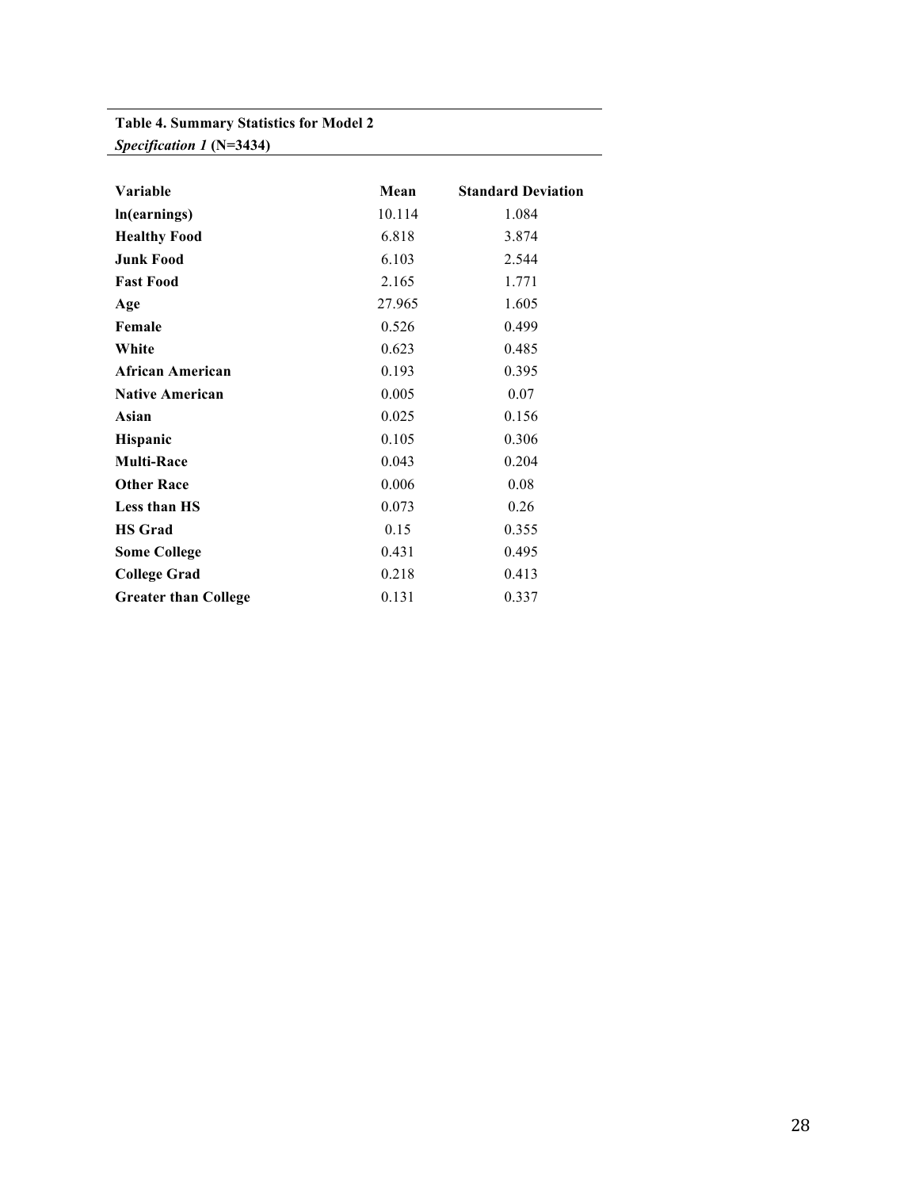**Table 4. Summary Statistics for Model 2**
***Specification 1* (N=3434)**

| Variable | Mean | Standard Deviation |
|---|---|---|
| **ln(earnings)** | 10.114 | 1.084 |
| **Healthy Food** | 6.818 | 3.874 |
| **Junk Food** | 6.103 | 2.544 |
| **Fast Food** | 2.165 | 1.771 |
| **Age** | 27.965 | 1.605 |
| **Female** | 0.526 | 0.499 |
| **White** | 0.623 | 0.485 |
| **African American** | 0.193 | 0.395 |
| **Native American** | 0.005 | 0.07 |
| **Asian** | 0.025 | 0.156 |
| **Hispanic** | 0.105 | 0.306 |
| **Multi-Race** | 0.043 | 0.204 |
| **Other Race** | 0.006 | 0.08 |
| **Less than HS** | 0.073 | 0.26 |
| **HS Grad** | 0.15 | 0.355 |
| **Some College** | 0.431 | 0.495 |
| **College Grad** | 0.218 | 0.413 |
| **Greater than College** | 0.131 | 0.337 |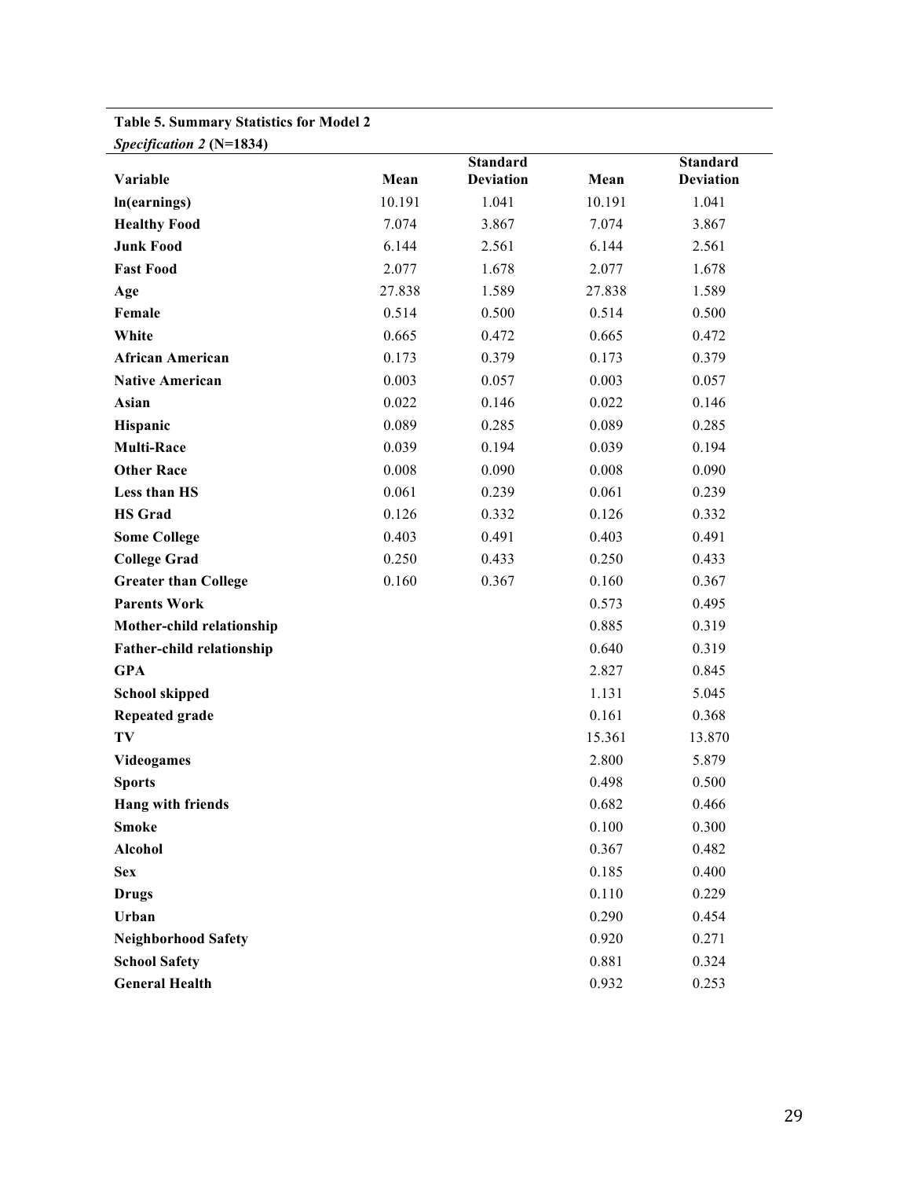**Table 5. Summary Statistics for Model 2**

***Specification 2* (N=1834)**

| Variable | Mean | Standard Deviation | Mean | Standard Deviation |
|---|---|---|---|---|
| **ln(earnings)** | 10.191 | 1.041 | 10.191 | 1.041 |
| **Healthy Food** | 7.074 | 3.867 | 7.074 | 3.867 |
| **Junk Food** | 6.144 | 2.561 | 6.144 | 2.561 |
| **Fast Food** | 2.077 | 1.678 | 2.077 | 1.678 |
| **Age** | 27.838 | 1.589 | 27.838 | 1.589 |
| **Female** | 0.514 | 0.500 | 0.514 | 0.500 |
| **White** | 0.665 | 0.472 | 0.665 | 0.472 |
| **African American** | 0.173 | 0.379 | 0.173 | 0.379 |
| **Native American** | 0.003 | 0.057 | 0.003 | 0.057 |
| **Asian** | 0.022 | 0.146 | 0.022 | 0.146 |
| **Hispanic** | 0.089 | 0.285 | 0.089 | 0.285 |
| **Multi-Race** | 0.039 | 0.194 | 0.039 | 0.194 |
| **Other Race** | 0.008 | 0.090 | 0.008 | 0.090 |
| **Less than HS** | 0.061 | 0.239 | 0.061 | 0.239 |
| **HS Grad** | 0.126 | 0.332 | 0.126 | 0.332 |
| **Some College** | 0.403 | 0.491 | 0.403 | 0.491 |
| **College Grad** | 0.250 | 0.433 | 0.250 | 0.433 |
| **Greater than College** | 0.160 | 0.367 | 0.160 | 0.367 |
| **Parents Work** | | | 0.573 | 0.495 |
| **Mother-child relationship** | | | 0.885 | 0.319 |
| **Father-child relationship** | | | 0.640 | 0.319 |
| **GPA** | | | 2.827 | 0.845 |
| **School skipped** | | | 1.131 | 5.045 |
| **Repeated grade** | | | 0.161 | 0.368 |
| **TV** | | | 15.361 | 13.870 |
| **Videogames** | | | 2.800 | 5.879 |
| **Sports** | | | 0.498 | 0.500 |
| **Hang with friends** | | | 0.682 | 0.466 |
| **Smoke** | | | 0.100 | 0.300 |
| **Alcohol** | | | 0.367 | 0.482 |
| **Sex** | | | 0.185 | 0.400 |
| **Drugs** | | | 0.110 | 0.229 |
| **Urban** | | | 0.290 | 0.454 |
| **Neighborhood Safety** | | | 0.920 | 0.271 |
| **School Safety** | | | 0.881 | 0.324 |
| **General Health** | | | 0.932 | 0.253 |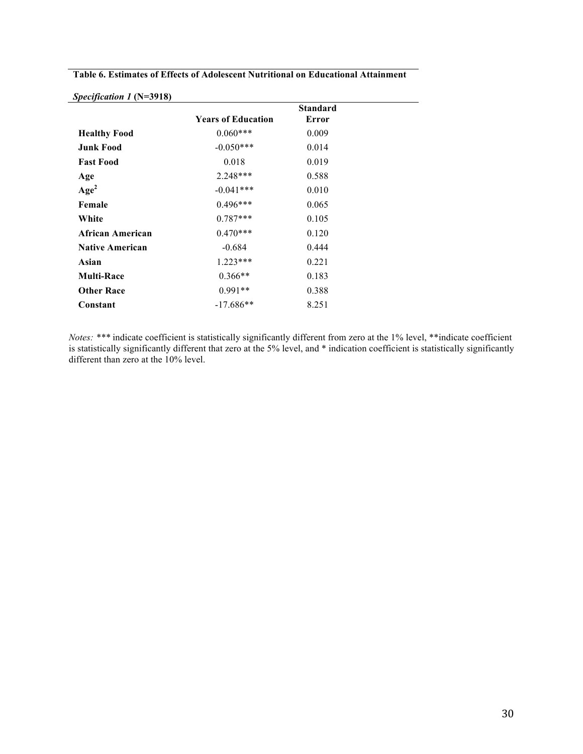**Table 6. Estimates of Effects of Adolescent Nutritional on Educational Attainment**

***Specification 1* (N=3918)**

| | Years of Education | Standard Error |
|---|---|---|
| **Healthy Food** | 0.060*** | 0.009 |
| **Junk Food** | -0.050*** | 0.014 |
| **Fast Food** | 0.018 | 0.019 |
| **Age** | 2.248*** | 0.588 |
| **$Age^2$** | -0.041*** | 0.010 |
| **Female** | 0.496*** | 0.065 |
| **White** | 0.787*** | 0.105 |
| **African American** | 0.470*** | 0.120 |
| **Native American** | -0.684 | 0.444 |
| **Asian** | 1.223*** | 0.221 |
| **Multi-Race** | 0.366** | 0.183 |
| **Other Race** | 0.991** | 0.388 |
| **Constant** | -17.686** | 8.251 |

*Notes:* *** indicate coefficient is statistically significantly different from zero at the 1% level, **indicate coefficient is statistically significantly different that zero at the 5% level, and * indication coefficient is statistically significantly different than zero at the 10% level.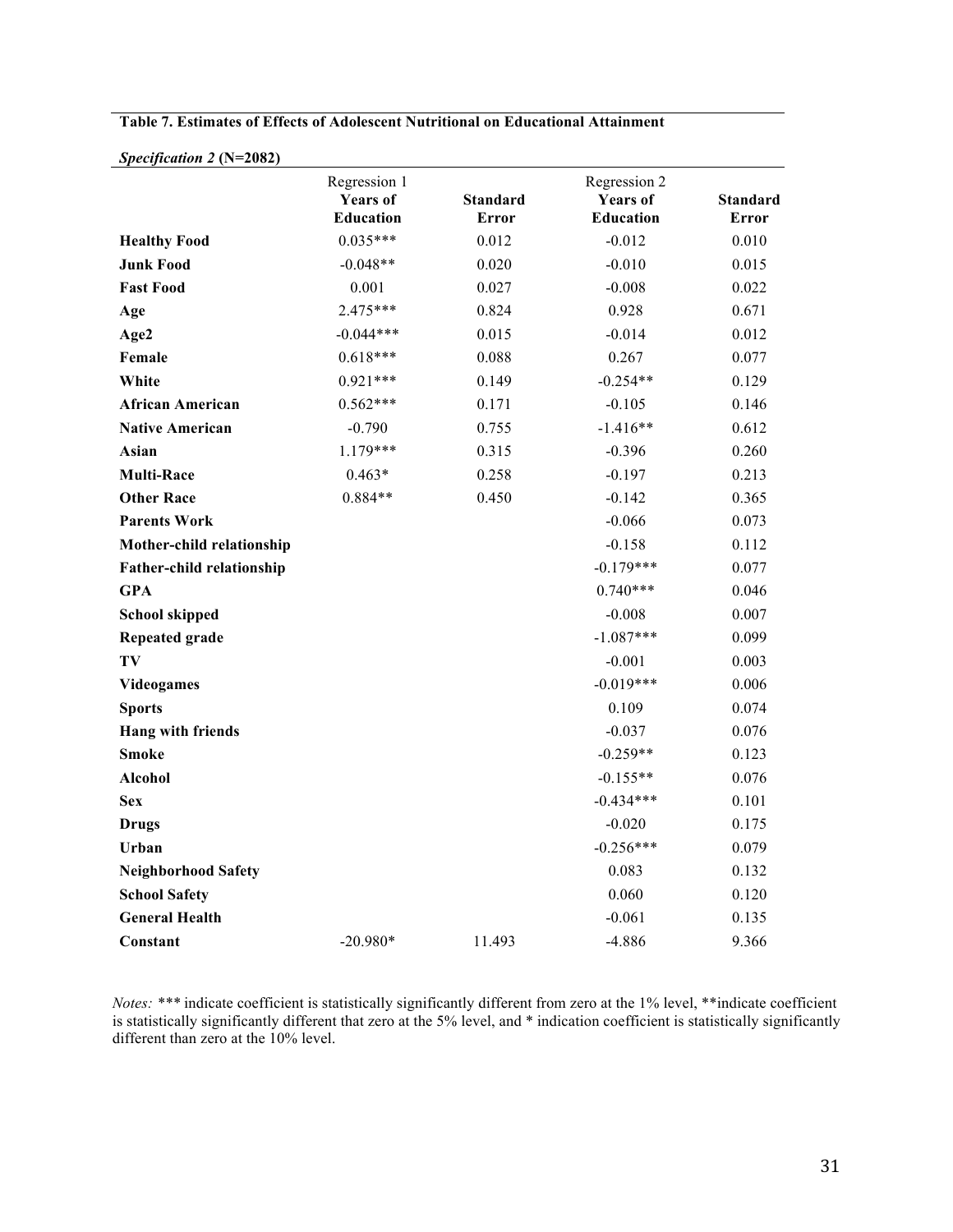**Table 7. Estimates of Effects of Adolescent Nutritional on Educational Attainment**

***Specification 2*** **(N=2082)**

| | Regression 1 **Years of Education** | **Standard Error** | Regression 2 **Years of Education** | **Standard Error** |
|---|---|---|---|---|
| **Healthy Food** | 0.035*** | 0.012 | -0.012 | 0.010 |
| **Junk Food** | -0.048** | 0.020 | -0.010 | 0.015 |
| **Fast Food** | 0.001 | 0.027 | -0.008 | 0.022 |
| **Age** | 2.475*** | 0.824 | 0.928 | 0.671 |
| **Age2** | -0.044*** | 0.015 | -0.014 | 0.012 |
| **Female** | 0.618*** | 0.088 | 0.267 | 0.077 |
| **White** | 0.921*** | 0.149 | -0.254** | 0.129 |
| **African American** | 0.562*** | 0.171 | -0.105 | 0.146 |
| **Native American** | -0.790 | 0.755 | -1.416** | 0.612 |
| **Asian** | 1.179*** | 0.315 | -0.396 | 0.260 |
| **Multi-Race** | 0.463* | 0.258 | -0.197 | 0.213 |
| **Other Race** | 0.884** | 0.450 | -0.142 | 0.365 |
| **Parents Work** | | | -0.066 | 0.073 |
| **Mother-child relationship** | | | -0.158 | 0.112 |
| **Father-child relationship** | | | -0.179*** | 0.077 |
| **GPA** | | | 0.740*** | 0.046 |
| **School skipped** | | | -0.008 | 0.007 |
| **Repeated grade** | | | -1.087*** | 0.099 |
| **TV** | | | -0.001 | 0.003 |
| **Videogames** | | | -0.019*** | 0.006 |
| **Sports** | | | 0.109 | 0.074 |
| **Hang with friends** | | | -0.037 | 0.076 |
| **Smoke** | | | -0.259** | 0.123 |
| **Alcohol** | | | -0.155** | 0.076 |
| **Sex** | | | -0.434*** | 0.101 |
| **Drugs** | | | -0.020 | 0.175 |
| **Urban** | | | -0.256*** | 0.079 |
| **Neighborhood Safety** | | | 0.083 | 0.132 |
| **School Safety** | | | 0.060 | 0.120 |
| **General Health** | | | -0.061 | 0.135 |
| **Constant** | -20.980* | 11.493 | -4.886 | 9.366 |

*Notes:* *** indicate coefficient is statistically significantly different from zero at the 1% level, **indicate coefficient is statistically significantly different that zero at the 5% level, and * indication coefficient is statistically significantly different than zero at the 10% level.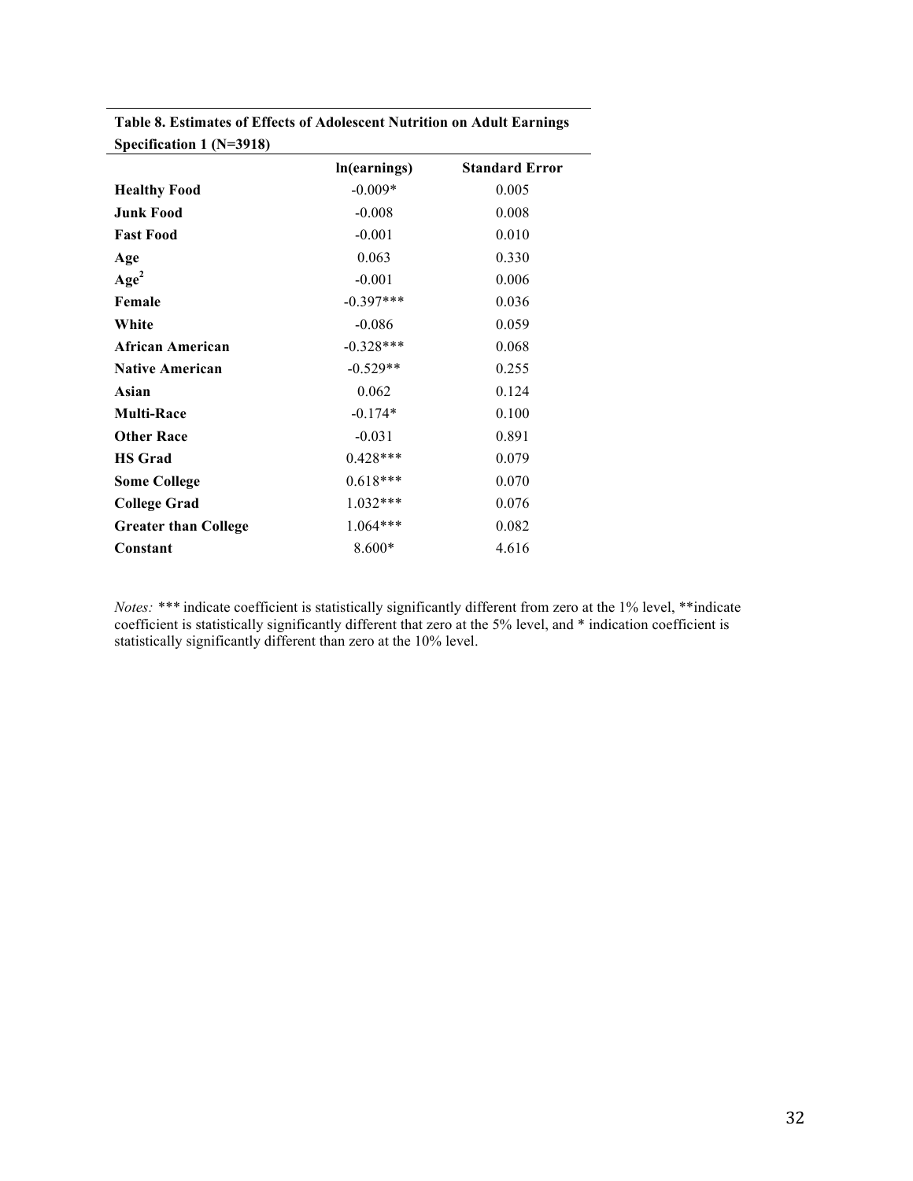**Table 8. Estimates of Effects of Adolescent Nutrition on Adult Earnings Specification 1 (N=3918)**

| | ln(earnings) | Standard Error |
|---|---|---|
| **Healthy Food** | -0.009* | 0.005 |
| **Junk Food** | -0.008 | 0.008 |
| **Fast Food** | -0.001 | 0.010 |
| **Age** | 0.063 | 0.330 |
| **$Age^2$** | -0.001 | 0.006 |
| **Female** | -0.397*** | 0.036 |
| **White** | -0.086 | 0.059 |
| **African American** | -0.328*** | 0.068 |
| **Native American** | -0.529** | 0.255 |
| **Asian** | 0.062 | 0.124 |
| **Multi-Race** | -0.174* | 0.100 |
| **Other Race** | -0.031 | 0.891 |
| **HS Grad** | 0.428*** | 0.079 |
| **Some College** | 0.618*** | 0.070 |
| **College Grad** | 1.032*** | 0.076 |
| **Greater than College** | 1.064*** | 0.082 |
| **Constant** | 8.600* | 4.616 |

*Notes:* *** indicate coefficient is statistically significantly different from zero at the 1% level, **indicate coefficient is statistically significantly different that zero at the 5% level, and * indication coefficient is statistically significantly different than zero at the 10% level.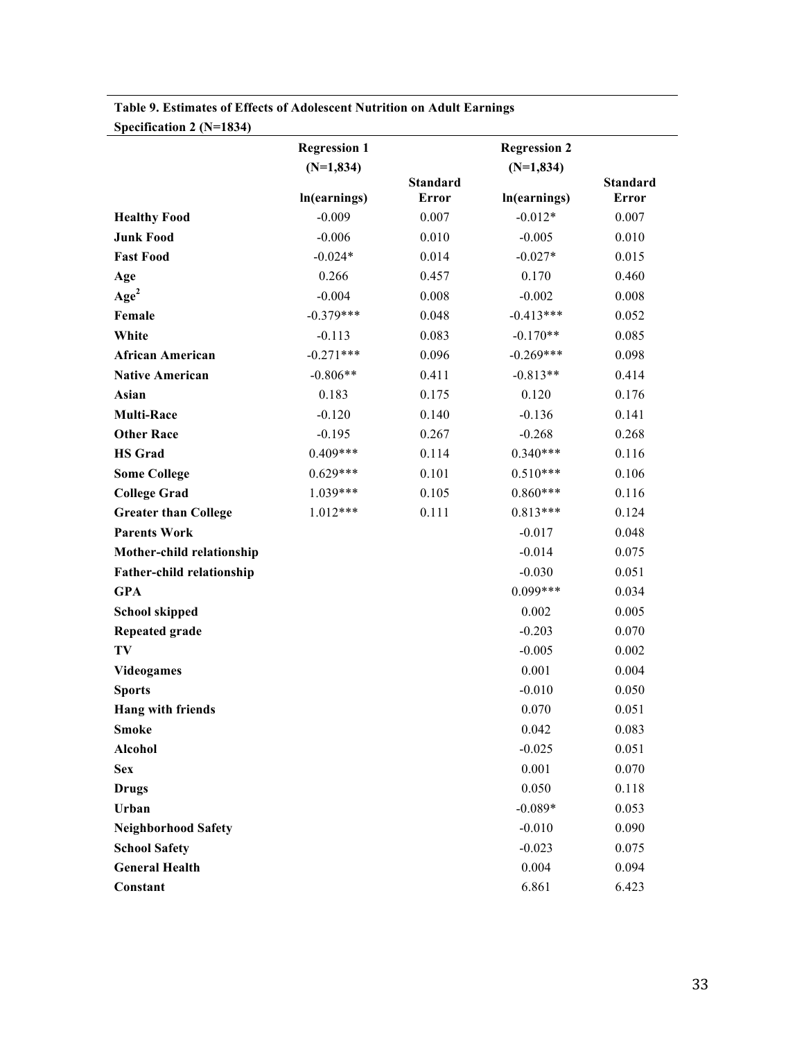**Table 9. Estimates of Effects of Adolescent Nutrition on Adult Earnings**
**Specification 2 (N=1834)**

| | Regression 1 (N=1,834) | | Regression 2 (N=1,834) | |
|---|---|---|---|---|
| | ln(earnings) | Standard Error | ln(earnings) | Standard Error |
| **Healthy Food** | -0.009 | 0.007 | -0.012* | 0.007 |
| **Junk Food** | -0.006 | 0.010 | -0.005 | 0.010 |
| **Fast Food** | -0.024* | 0.014 | -0.027* | 0.015 |
| **Age** | 0.266 | 0.457 | 0.170 | 0.460 |
| **Age$^2$** | -0.004 | 0.008 | -0.002 | 0.008 |
| **Female** | -0.379*** | 0.048 | -0.413*** | 0.052 |
| **White** | -0.113 | 0.083 | -0.170** | 0.085 |
| **African American** | -0.271*** | 0.096 | -0.269*** | 0.098 |
| **Native American** | -0.806** | 0.411 | -0.813** | 0.414 |
| **Asian** | 0.183 | 0.175 | 0.120 | 0.176 |
| **Multi-Race** | -0.120 | 0.140 | -0.136 | 0.141 |
| **Other Race** | -0.195 | 0.267 | -0.268 | 0.268 |
| **HS Grad** | 0.409*** | 0.114 | 0.340*** | 0.116 |
| **Some College** | 0.629*** | 0.101 | 0.510*** | 0.106 |
| **College Grad** | 1.039*** | 0.105 | 0.860*** | 0.116 |
| **Greater than College** | 1.012*** | 0.111 | 0.813*** | 0.124 |
| **Parents Work** | | | -0.017 | 0.048 |
| **Mother-child relationship** | | | -0.014 | 0.075 |
| **Father-child relationship** | | | -0.030 | 0.051 |
| **GPA** | | | 0.099*** | 0.034 |
| **School skipped** | | | 0.002 | 0.005 |
| **Repeated grade** | | | -0.203 | 0.070 |
| **TV** | | | -0.005 | 0.002 |
| **Videogames** | | | 0.001 | 0.004 |
| **Sports** | | | -0.010 | 0.050 |
| **Hang with friends** | | | 0.070 | 0.051 |
| **Smoke** | | | 0.042 | 0.083 |
| **Alcohol** | | | -0.025 | 0.051 |
| **Sex** | | | 0.001 | 0.070 |
| **Drugs** | | | 0.050 | 0.118 |
| **Urban** | | | -0.089* | 0.053 |
| **Neighborhood Safety** | | | -0.010 | 0.090 |
| **School Safety** | | | -0.023 | 0.075 |
| **General Health** | | | 0.004 | 0.094 |
| **Constant** | | | 6.861 | 6.423 |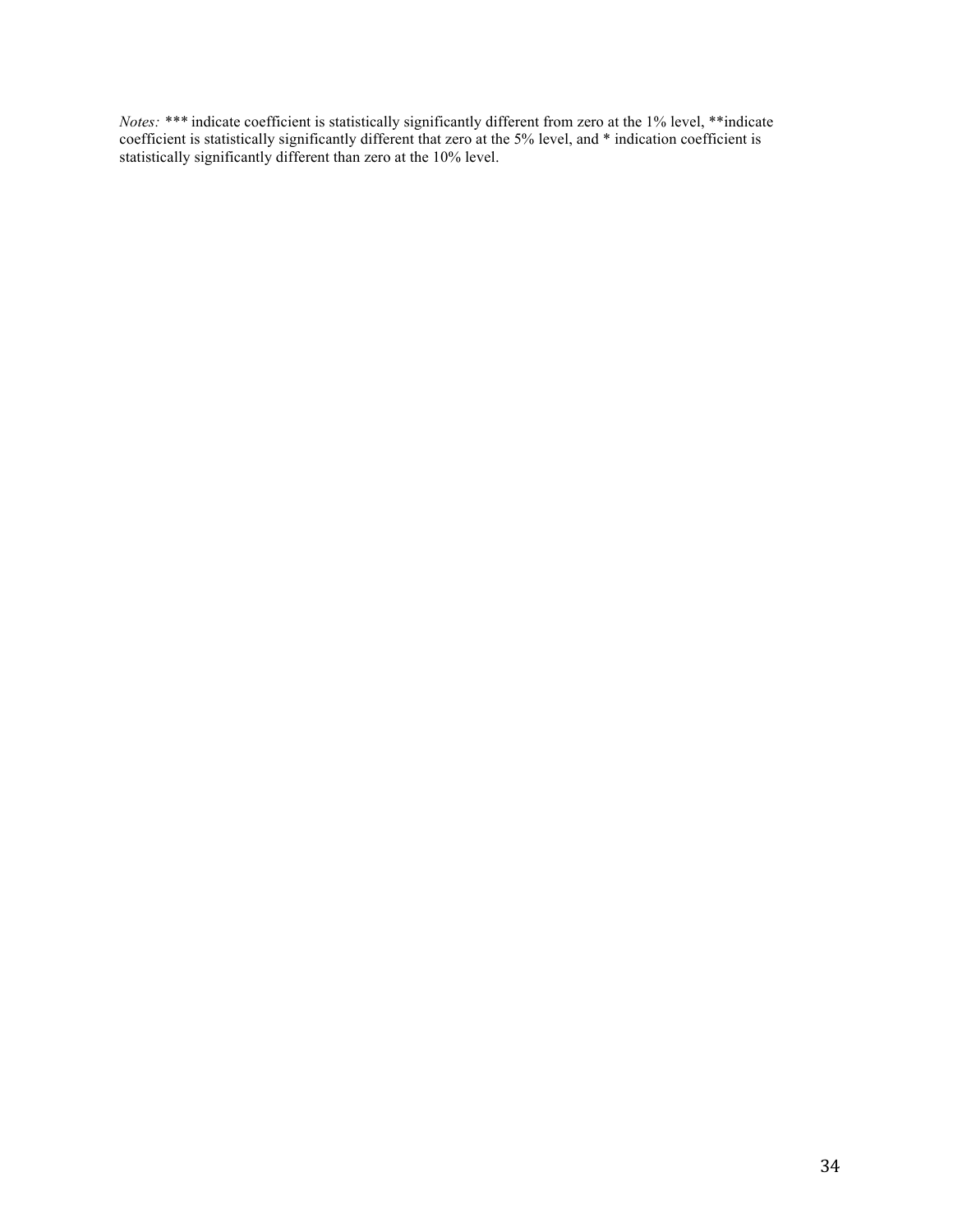*Notes:* *** indicate coefficient is statistically significantly different from zero at the 1% level, **indicate coefficient is statistically significantly different that zero at the 5% level, and * indication coefficient is statistically significantly different than zero at the 10% level.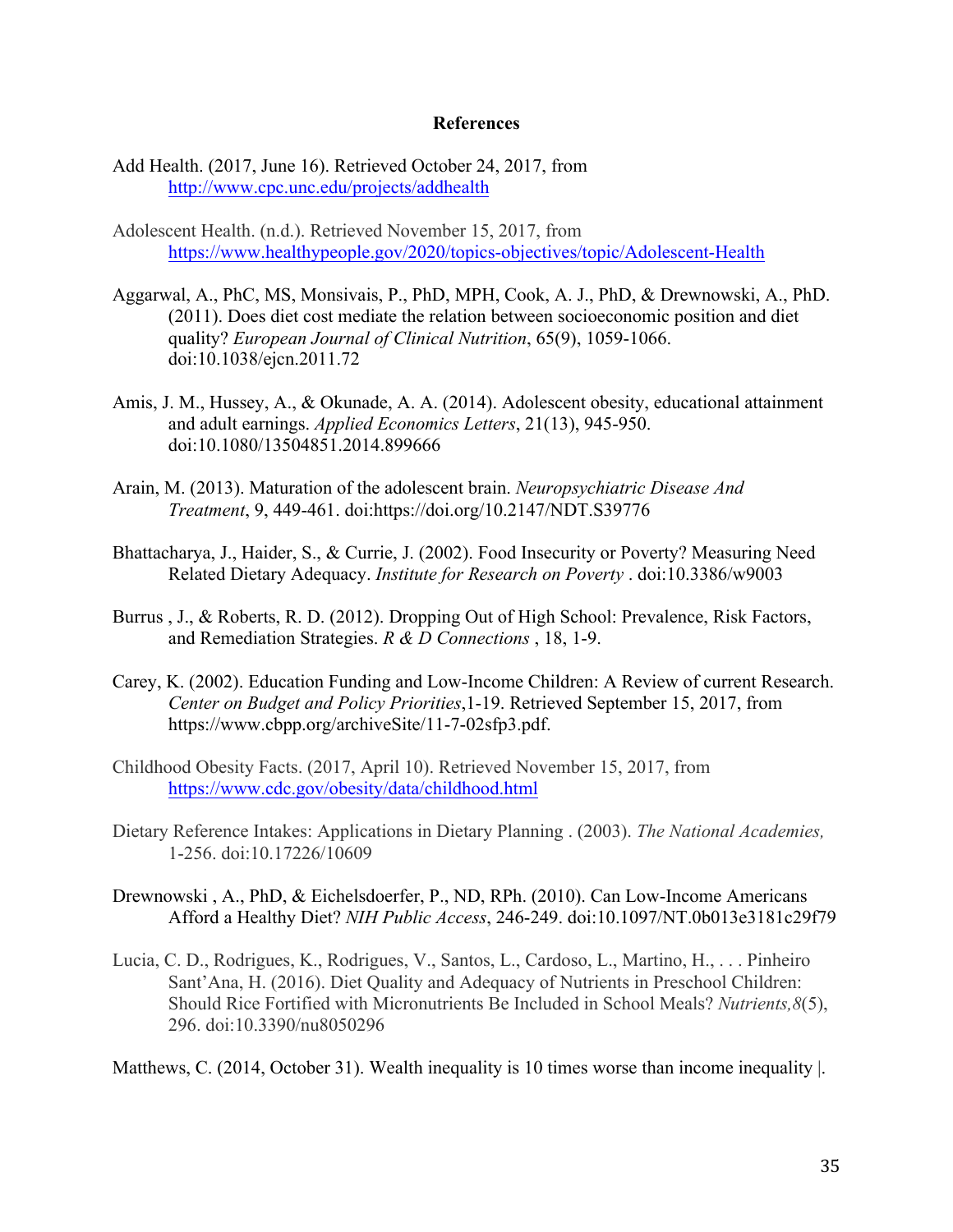# References

Add Health. (2017, June 16). Retrieved October 24, 2017, from http://www.cpc.unc.edu/projects/addhealth

Adolescent Health. (n.d.). Retrieved November 15, 2017, from https://www.healthypeople.gov/2020/topics-objectives/topic/Adolescent-Health

Aggarwal, A., PhC, MS, Monsivais, P., PhD, MPH, Cook, A. J., PhD, & Drewnowski, A., PhD. (2011). Does diet cost mediate the relation between socioeconomic position and diet quality? *European Journal of Clinical Nutrition*, 65(9), 1059-1066. doi:10.1038/ejcn.2011.72

Amis, J. M., Hussey, A., & Okunade, A. A. (2014). Adolescent obesity, educational attainment and adult earnings. *Applied Economics Letters*, 21(13), 945-950. doi:10.1080/13504851.2014.899666

Arain, M. (2013). Maturation of the adolescent brain. *Neuropsychiatric Disease And Treatment*, 9, 449-461. doi:https://doi.org/10.2147/NDT.S39776

Bhattacharya, J., Haider, S., & Currie, J. (2002). Food Insecurity or Poverty? Measuring Need Related Dietary Adequacy. *Institute for Research on Poverty* . doi:10.3386/w9003

Burrus , J., & Roberts, R. D. (2012). Dropping Out of High School: Prevalence, Risk Factors, and Remediation Strategies. *R & D Connections* , 18, 1-9.

Carey, K. (2002). Education Funding and Low-Income Children: A Review of current Research. *Center on Budget and Policy Priorities*,1-19. Retrieved September 15, 2017, from https://www.cbpp.org/archiveSite/11-7-02sfp3.pdf.

Childhood Obesity Facts. (2017, April 10). Retrieved November 15, 2017, from https://www.cdc.gov/obesity/data/childhood.html

Dietary Reference Intakes: Applications in Dietary Planning . (2003). *The National Academies,* 1-256. doi:10.17226/10609

Drewnowski , A., PhD, & Eichelsdoerfer, P., ND, RPh. (2010). Can Low-Income Americans Afford a Healthy Diet? *NIH Public Access*, 246-249. doi:10.1097/NT.0b013e3181c29f79

Lucia, C. D., Rodrigues, K., Rodrigues, V., Santos, L., Cardoso, L., Martino, H., . . . Pinheiro Sant'Ana, H. (2016). Diet Quality and Adequacy of Nutrients in Preschool Children: Should Rice Fortified with Micronutrients Be Included in School Meals? *Nutrients,8*(5), 296. doi:10.3390/nu8050296

Matthews, C. (2014, October 31). Wealth inequality is 10 times worse than income inequality |.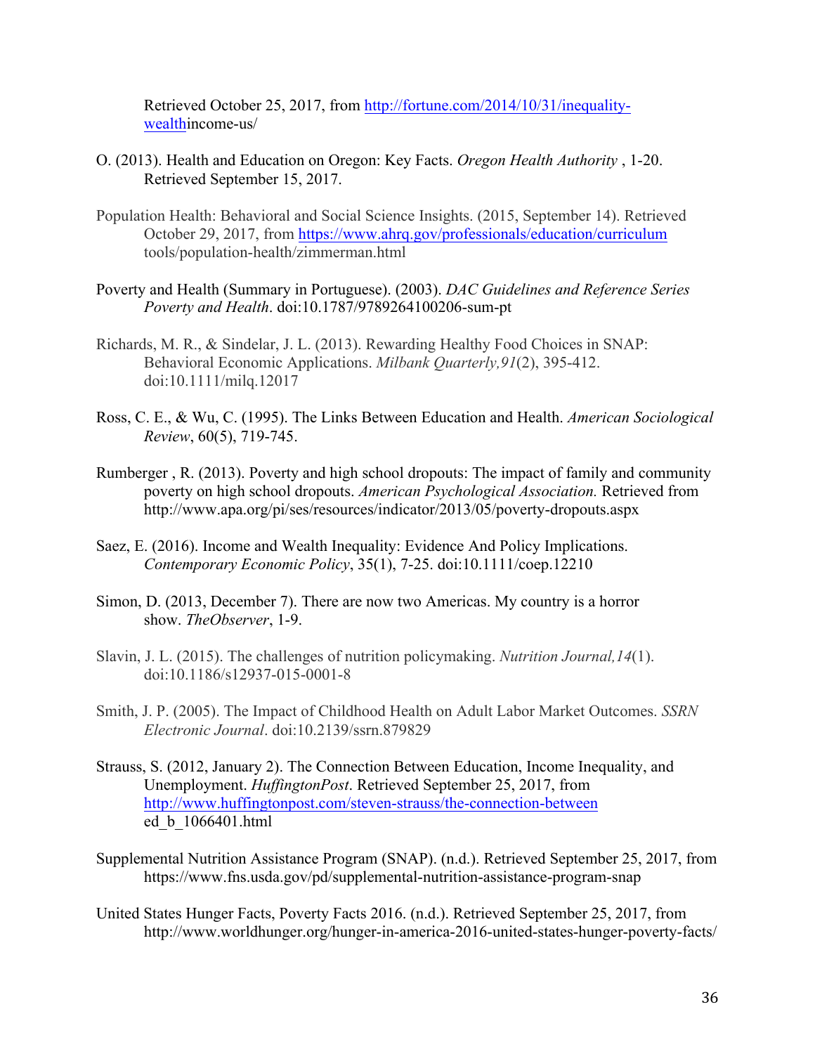Retrieved October 25, 2017, from http://fortune.com/2014/10/31/inequality-wealthincome-us/

O. (2013). Health and Education on Oregon: Key Facts. *Oregon Health Authority* , 1-20. Retrieved September 15, 2017.

Population Health: Behavioral and Social Science Insights. (2015, September 14). Retrieved October 29, 2017, from https://www.ahrq.gov/professionals/education/curriculum tools/population-health/zimmerman.html

Poverty and Health (Summary in Portuguese). (2003). *DAC Guidelines and Reference Series Poverty and Health*. doi:10.1787/9789264100206-sum-pt

Richards, M. R., & Sindelar, J. L. (2013). Rewarding Healthy Food Choices in SNAP: Behavioral Economic Applications. *Milbank Quarterly,91*(2), 395-412. doi:10.1111/milq.12017

Ross, C. E., & Wu, C. (1995). The Links Between Education and Health. *American Sociological Review*, 60(5), 719-745.

Rumberger , R. (2013). Poverty and high school dropouts: The impact of family and community poverty on high school dropouts. *American Psychological Association.* Retrieved from http://www.apa.org/pi/ses/resources/indicator/2013/05/poverty-dropouts.aspx

Saez, E. (2016). Income and Wealth Inequality: Evidence And Policy Implications. *Contemporary Economic Policy*, 35(1), 7-25. doi:10.1111/coep.12210

Simon, D. (2013, December 7). There are now two Americas. My country is a horror show. *TheObserver*, 1-9.

Slavin, J. L. (2015). The challenges of nutrition policymaking. *Nutrition Journal,14*(1). doi:10.1186/s12937-015-0001-8

Smith, J. P. (2005). The Impact of Childhood Health on Adult Labor Market Outcomes. *SSRN Electronic Journal*. doi:10.2139/ssrn.879829

Strauss, S. (2012, January 2). The Connection Between Education, Income Inequality, and Unemployment. *HuffingtonPost*. Retrieved September 25, 2017, from http://www.huffingtonpost.com/steven-strauss/the-connection-between ed_b_1066401.html

Supplemental Nutrition Assistance Program (SNAP). (n.d.). Retrieved September 25, 2017, from https://www.fns.usda.gov/pd/supplemental-nutrition-assistance-program-snap

United States Hunger Facts, Poverty Facts 2016. (n.d.). Retrieved September 25, 2017, from http://www.worldhunger.org/hunger-in-america-2016-united-states-hunger-poverty-facts/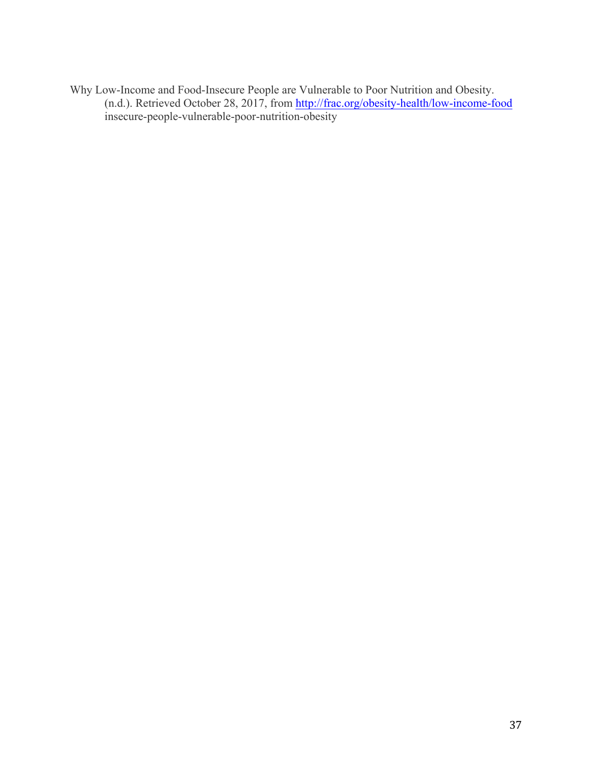Why Low-Income and Food-Insecure People are Vulnerable to Poor Nutrition and Obesity. (n.d.). Retrieved October 28, 2017, from http://frac.org/obesity-health/low-income-food insecure-people-vulnerable-poor-nutrition-obesity